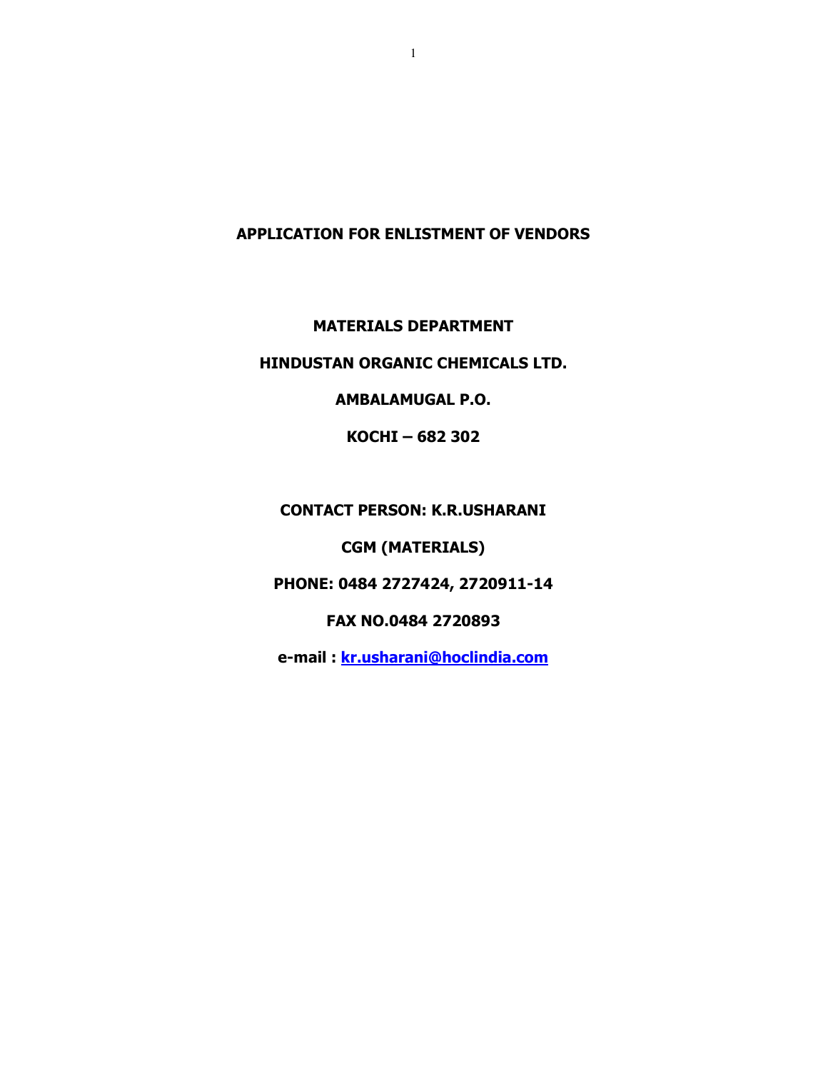# APPLICATION FOR ENLISTMENT OF VENDORS

**MATERIALS DEPARTMENT**

**HINDUSTAN ORGANIC CHEMICALS LTD.**

**AMBALAMUGAL P.O.**

**KOCHI – 682 302**

**CONTACT PERSON: K.R.USHARANI**

**CGM (MATERIALS)**

**PHONE: 0484 2727424, 2720911-14**

**FAX NO.0484 2720893**

**e-mail : kr.usharani@hoclindia.com**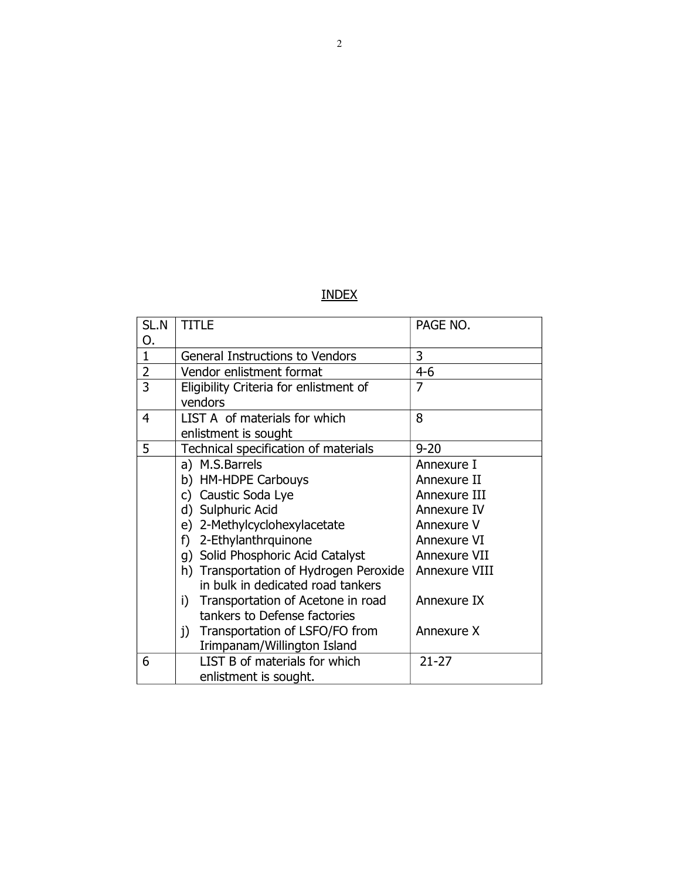## INDEX

| SL.NO. | TITLE | PAGE NO. |
|---|---|---|
| 1 | General Instructions to Vendors | 3 |
| 2 | Vendor enlistment format | 4-6 |
| 3 | Eligibility Criteria for enlistment of vendors | 7 |
| 4 | LIST A of materials for which enlistment is sought | 8 |
| 5 | Technical specification of materials | 9-20 |
| | a) M.S.Barrels | Annexure I |
| | b) HM-HDPE Carbouys | Annexure II |
| | c) Caustic Soda Lye | Annexure III |
| | d) Sulphuric Acid | Annexure IV |
| | e) 2-Methylcyclohexylacetate | Annexure V |
| | f) 2-Ethylanthrquinone | Annexure VI |
| | g) Solid Phosphoric Acid Catalyst | Annexure VII |
| | h) Transportation of Hydrogen Peroxide in bulk in dedicated road tankers | Annexure VIII |
| | i) Transportation of Acetone in road tankers to Defense factories | Annexure IX |
| | j) Transportation of LSFO/FO from Irimpanam/Willington Island | Annexure X |
| 6 | LIST B of materials for which enlistment is sought. | 21-27 |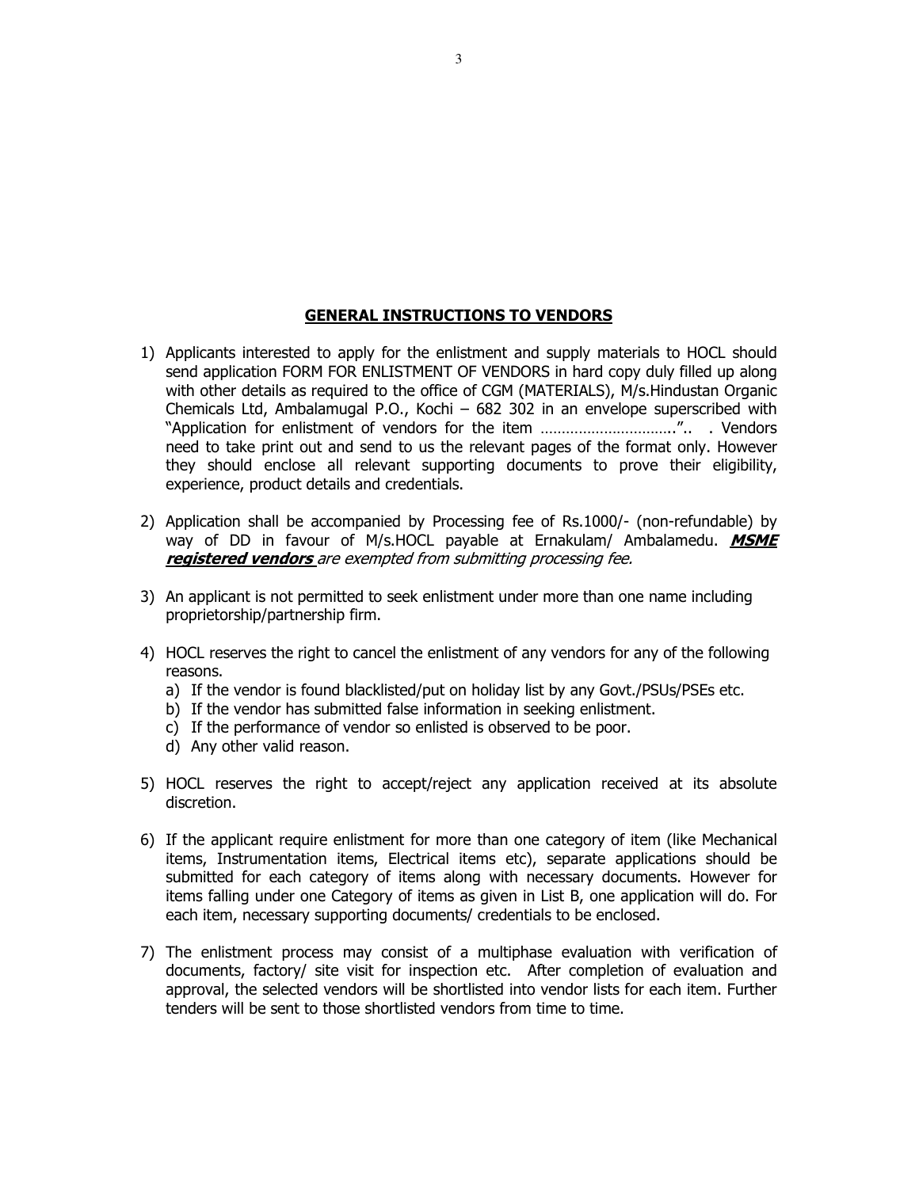## **GENERAL INSTRUCTIONS TO VENDORS**

1) Applicants interested to apply for the enlistment and supply materials to HOCL should send application FORM FOR ENLISTMENT OF VENDORS in hard copy duly filled up along with other details as required to the office of CGM (MATERIALS), M/s.Hindustan Organic Chemicals Ltd, Ambalamugal P.O., Kochi – 682 302 in an envelope superscribed with "Application for enlistment of vendors for the item …………………………..".. . Vendors need to take print out and send to us the relevant pages of the format only. However they should enclose all relevant supporting documents to prove their eligibility, experience, product details and credentials.

2) Application shall be accompanied by Processing fee of Rs.1000/- (non-refundable) by way of DD in favour of M/s.HOCL payable at Ernakulam/ Ambalamedu. ***MSME registered vendors*** *are exempted from submitting processing fee.*

3) An applicant is not permitted to seek enlistment under more than one name including proprietorship/partnership firm.

4) HOCL reserves the right to cancel the enlistment of any vendors for any of the following reasons.
   a) If the vendor is found blacklisted/put on holiday list by any Govt./PSUs/PSEs etc.
   b) If the vendor has submitted false information in seeking enlistment.
   c) If the performance of vendor so enlisted is observed to be poor.
   d) Any other valid reason.

5) HOCL reserves the right to accept/reject any application received at its absolute discretion.

6) If the applicant require enlistment for more than one category of item (like Mechanical items, Instrumentation items, Electrical items etc), separate applications should be submitted for each category of items along with necessary documents. However for items falling under one Category of items as given in List B, one application will do. For each item, necessary supporting documents/ credentials to be enclosed.

7) The enlistment process may consist of a multiphase evaluation with verification of documents, factory/ site visit for inspection etc. After completion of evaluation and approval, the selected vendors will be shortlisted into vendor lists for each item. Further tenders will be sent to those shortlisted vendors from time to time.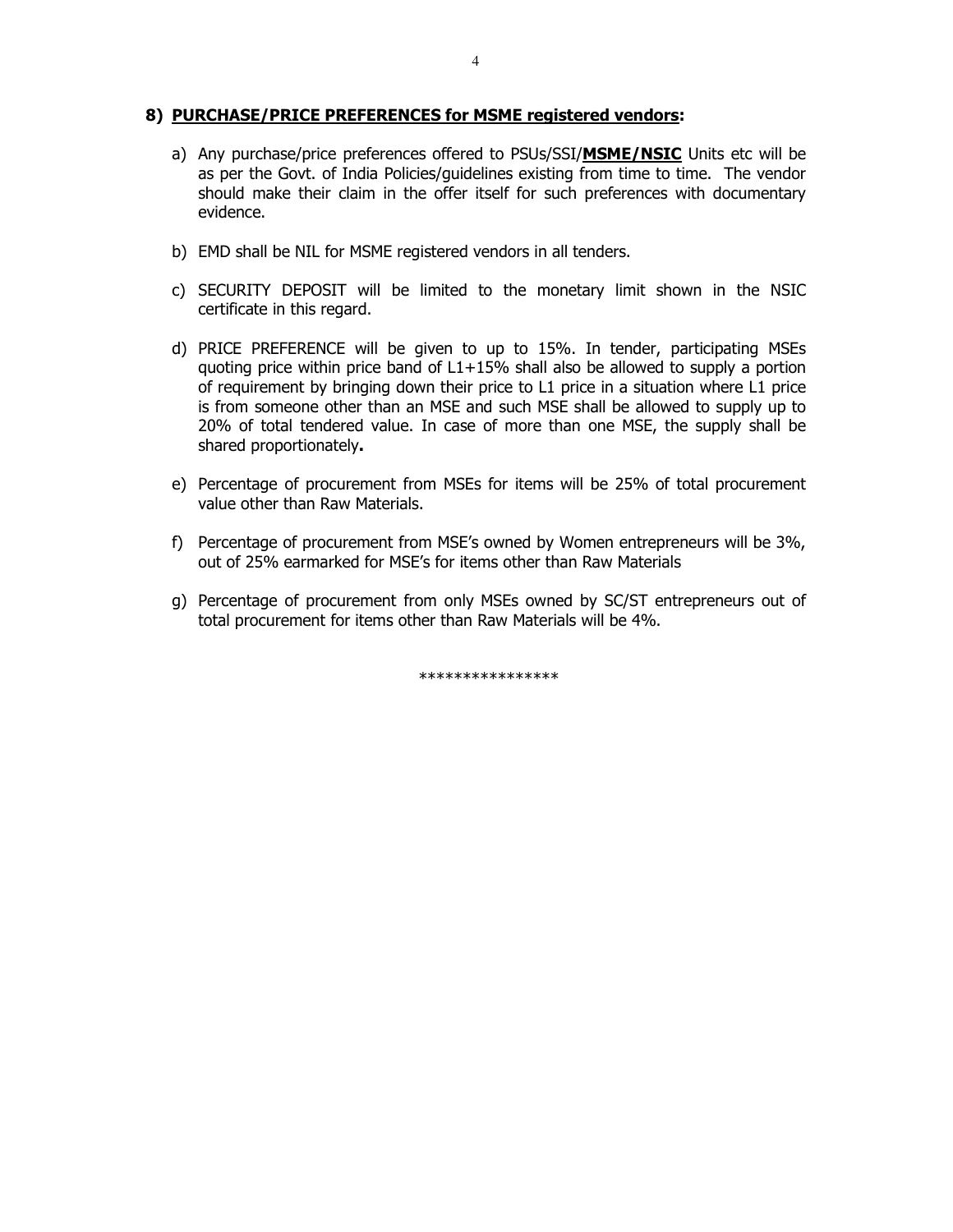## 8) PURCHASE/PRICE PREFERENCES for MSME registered vendors:

a) Any purchase/price preferences offered to PSUs/SSI/**MSME/NSIC** Units etc will be as per the Govt. of India Policies/guidelines existing from time to time. The vendor should make their claim in the offer itself for such preferences with documentary evidence.

b) EMD shall be NIL for MSME registered vendors in all tenders.

c) SECURITY DEPOSIT will be limited to the monetary limit shown in the NSIC certificate in this regard.

d) PRICE PREFERENCE will be given to up to 15%. In tender, participating MSEs quoting price within price band of L1+15% shall also be allowed to supply a portion of requirement by bringing down their price to L1 price in a situation where L1 price is from someone other than an MSE and such MSE shall be allowed to supply up to 20% of total tendered value. In case of more than one MSE, the supply shall be shared proportionately**.**

e) Percentage of procurement from MSEs for items will be 25% of total procurement value other than Raw Materials.

f) Percentage of procurement from MSE's owned by Women entrepreneurs will be 3%, out of 25% earmarked for MSE's for items other than Raw Materials

g) Percentage of procurement from only MSEs owned by SC/ST entrepreneurs out of total procurement for items other than Raw Materials will be 4%.

****************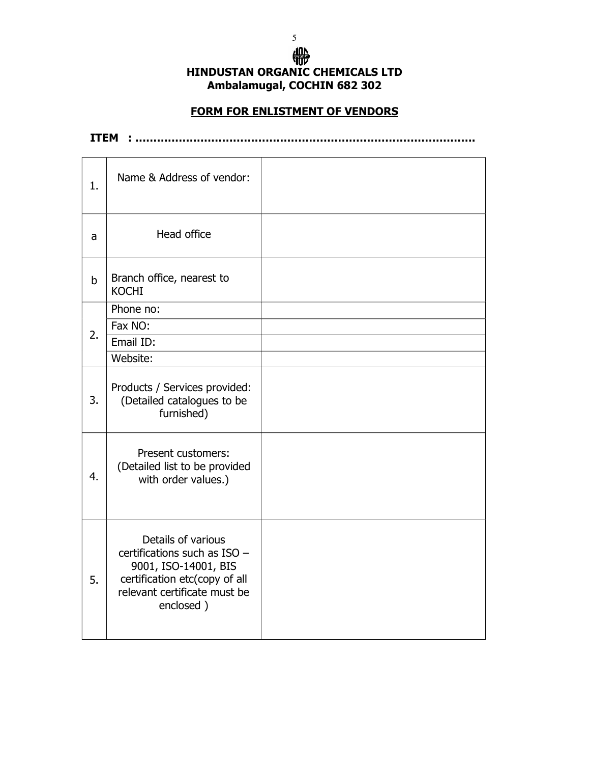**HINDUSTAN ORGANIC CHEMICALS LTD**
**Ambalamugal, COCHIN 682 302**

## FORM FOR ENLISTMENT OF VENDORS

**ITEM : ……………………………………………………………………………….**

| | | |
|---|---|---|
| 1. | Name & Address of vendor: | |
| a | Head office | |
| b | Branch office, nearest to KOCHI | |
| 2. | Phone no: | |
| | Fax NO: | |
| | Email ID: | |
| | Website: | |
| 3. | Products / Services provided: (Detailed catalogues to be furnished) | |
| 4. | Present customers: (Detailed list to be provided with order values.) | |
| 5. | Details of various certifications such as ISO – 9001, ISO-14001, BIS certification etc(copy of all relevant certificate must be enclosed ) | |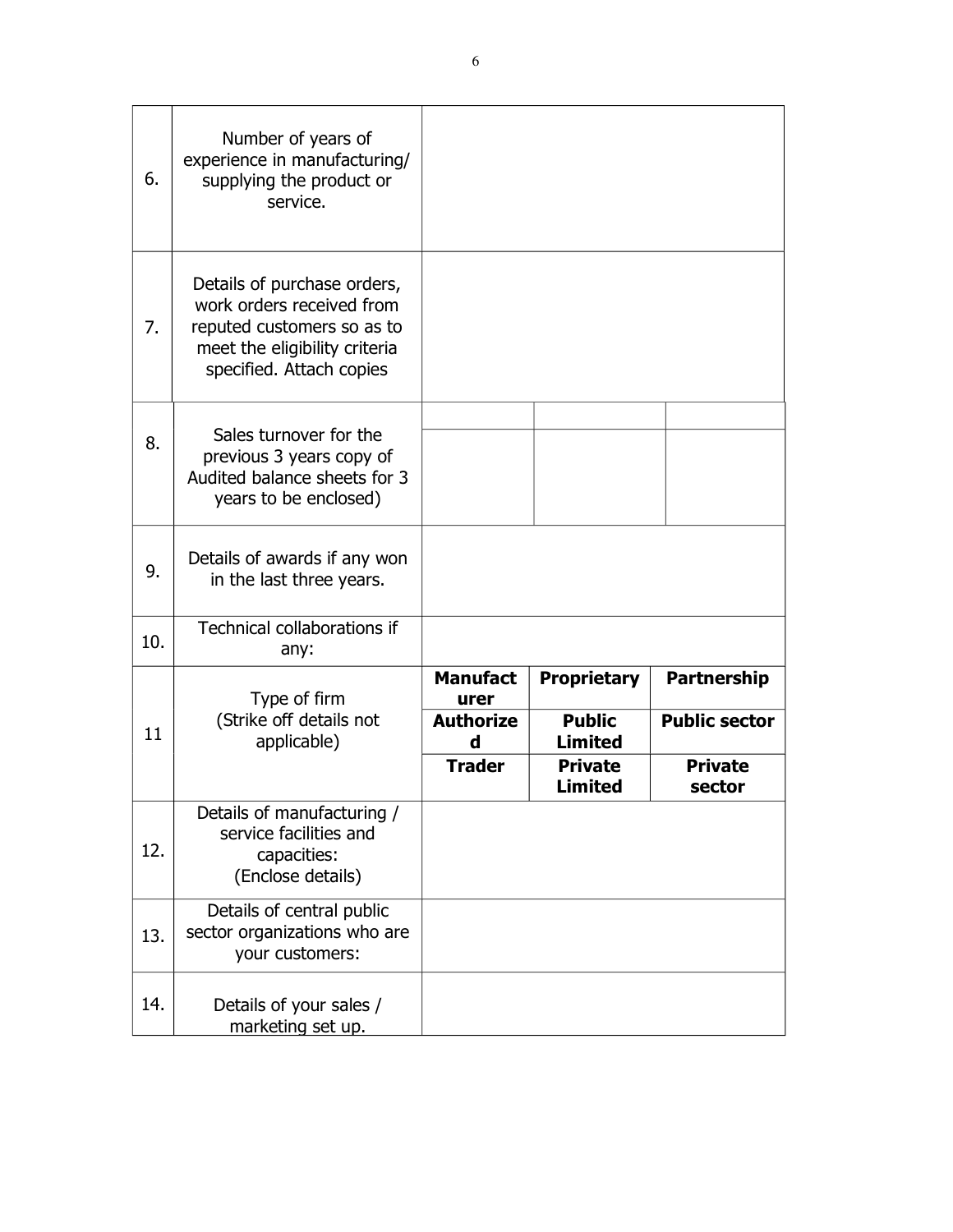| | | | | |
|---|---|---|---|---|
| 6. | Number of years of experience in manufacturing/ supplying the product or service. | | | |
| 7. | Details of purchase orders, work orders received from reputed customers so as to meet the eligibility criteria specified. Attach copies | | | |
| 8. | Sales turnover for the previous 3 years copy of Audited balance sheets for 3 years to be enclosed) | | | |
| | | | | |
| 9. | Details of awards if any won in the last three years. | | | |
| 10. | Technical collaborations if any: | | | |
| 11 | Type of firm (Strike off details not applicable) | **Manufacturer** | **Proprietary** | **Partnership** |
| | | **Authorized** | **Public Limited** | **Public sector** |
| | | **Trader** | **Private Limited** | **Private sector** |
| 12. | Details of manufacturing / service facilities and capacities: (Enclose details) | | | |
| 13. | Details of central public sector organizations who are your customers: | | | |
| 14. | Details of your sales / marketing set up. | | | |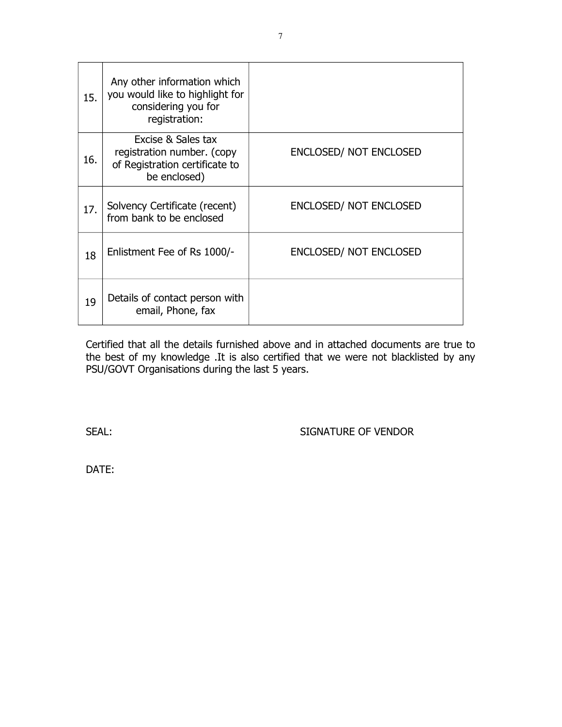| | | |
|---|---|---|
| 15. | Any other information which you would like to highlight for considering you for registration: | |
| 16. | Excise & Sales tax registration number. (copy of Registration certificate to be enclosed) | ENCLOSED/ NOT ENCLOSED |
| 17. | Solvency Certificate (recent) from bank to be enclosed | ENCLOSED/ NOT ENCLOSED |
| 18 | Enlistment Fee of Rs 1000/- | ENCLOSED/ NOT ENCLOSED |
| 19 | Details of contact person with email, Phone, fax | |

Certified that all the details furnished above and in attached documents are true to the best of my knowledge .It is also certified that we were not blacklisted by any PSU/GOVT Organisations during the last 5 years.

SEAL: SIGNATURE OF VENDOR

DATE: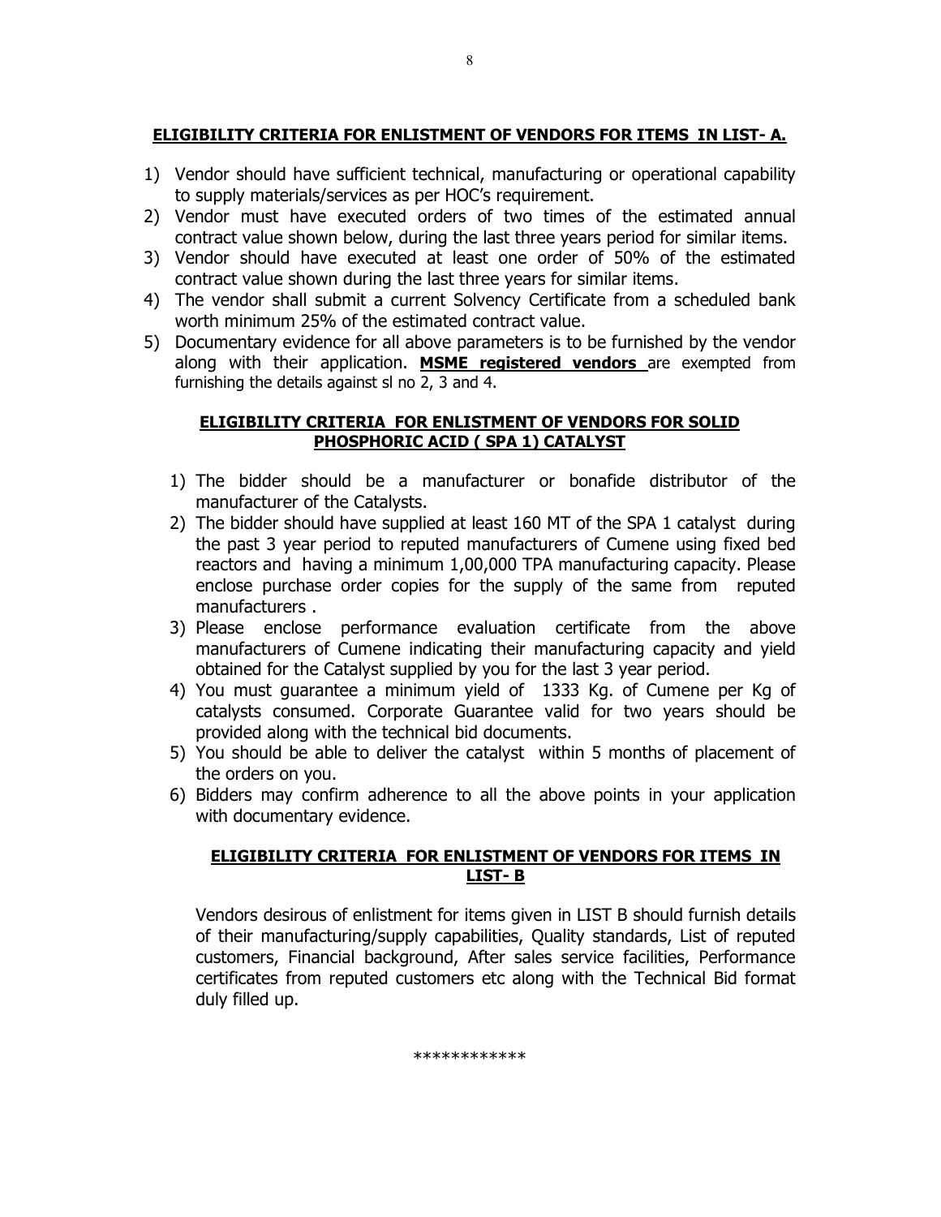## ELIGIBILITY CRITERIA FOR ENLISTMENT OF VENDORS FOR ITEMS IN LIST- A.

1) Vendor should have sufficient technical, manufacturing or operational capability to supply materials/services as per HOC's requirement.
2) Vendor must have executed orders of two times of the estimated annual contract value shown below, during the last three years period for similar items.
3) Vendor should have executed at least one order of 50% of the estimated contract value shown during the last three years for similar items.
4) The vendor shall submit a current Solvency Certificate from a scheduled bank worth minimum 25% of the estimated contract value.
5) Documentary evidence for all above parameters is to be furnished by the vendor along with their application. **MSME registered vendors** are exempted from furnishing the details against sl no 2, 3 and 4.

## ELIGIBILITY CRITERIA FOR ENLISTMENT OF VENDORS FOR SOLID PHOSPHORIC ACID ( SPA 1) CATALYST

1) The bidder should be a manufacturer or bonafide distributor of the manufacturer of the Catalysts.
2) The bidder should have supplied at least 160 MT of the SPA 1 catalyst during the past 3 year period to reputed manufacturers of Cumene using fixed bed reactors and having a minimum 1,00,000 TPA manufacturing capacity. Please enclose purchase order copies for the supply of the same from reputed manufacturers .
3) Please enclose performance evaluation certificate from the above manufacturers of Cumene indicating their manufacturing capacity and yield obtained for the Catalyst supplied by you for the last 3 year period.
4) You must guarantee a minimum yield of 1333 Kg. of Cumene per Kg of catalysts consumed. Corporate Guarantee valid for two years should be provided along with the technical bid documents.
5) You should be able to deliver the catalyst within 5 months of placement of the orders on you.
6) Bidders may confirm adherence to all the above points in your application with documentary evidence.

## ELIGIBILITY CRITERIA FOR ENLISTMENT OF VENDORS FOR ITEMS IN LIST- B

Vendors desirous of enlistment for items given in LIST B should furnish details of their manufacturing/supply capabilities, Quality standards, List of reputed customers, Financial background, After sales service facilities, Performance certificates from reputed customers etc along with the Technical Bid format duly filled up.

************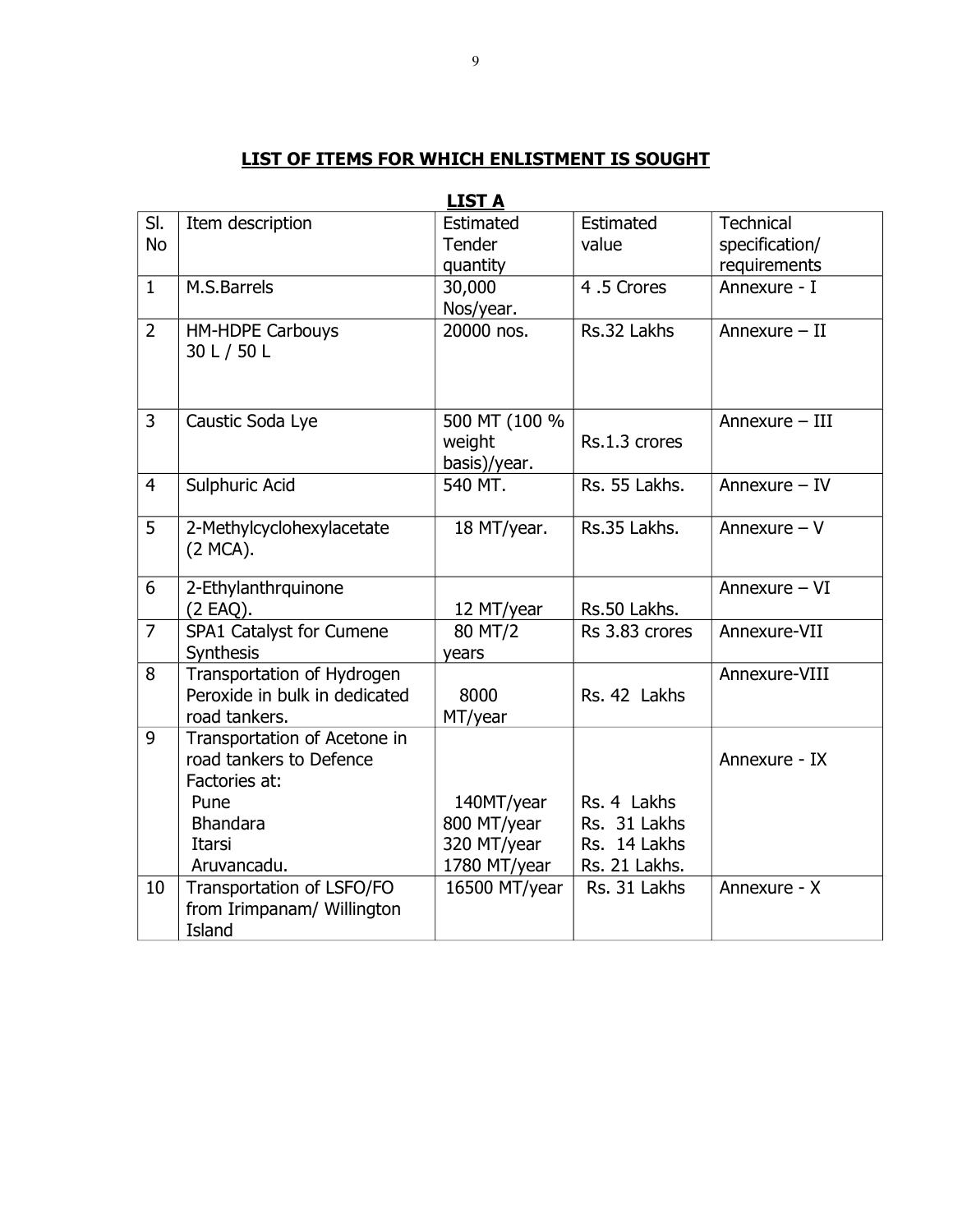## LIST OF ITEMS FOR WHICH ENLISTMENT IS SOUGHT

### LIST A

| Sl. No | Item description | Estimated Tender quantity | Estimated value | Technical specification/ requirements |
|---|---|---|---|---|
| 1 | M.S.Barrels | 30,000 Nos/year. | 4 .5 Crores | Annexure - I |
| 2 | HM-HDPE Carbouys 30 L / 50 L | 20000 nos. | Rs.32 Lakhs | Annexure – II |
| 3 | Caustic Soda Lye | 500 MT (100 % weight basis)/year. | Rs.1.3 crores | Annexure – III |
| 4 | Sulphuric Acid | 540 MT. | Rs. 55 Lakhs. | Annexure – IV |
| 5 | 2-Methylcyclohexylacetate (2 MCA). | 18 MT/year. | Rs.35 Lakhs. | Annexure – V |
| 6 | 2-Ethylanthrquinone (2 EAQ). | 12 MT/year | Rs.50 Lakhs. | Annexure – VI |
| 7 | SPA1 Catalyst for Cumene Synthesis | 80 MT/2 years | Rs 3.83 crores | Annexure-VII |
| 8 | Transportation of Hydrogen Peroxide in bulk in dedicated road tankers. | 8000 MT/year | Rs. 42 Lakhs | Annexure-VIII |
| 9 | Transportation of Acetone in road tankers to Defence Factories at:<br>Pune<br>Bhandara<br>Itarsi<br>Aruvancadu. | <br><br><br>140MT/year<br>800 MT/year<br>320 MT/year<br>1780 MT/year | <br><br><br>Rs. 4 Lakhs<br>Rs. 31 Lakhs<br>Rs. 14 Lakhs<br>Rs. 21 Lakhs. | Annexure - IX |
| 10 | Transportation of LSFO/FO from Irimpanam/ Willington Island | 16500 MT/year | Rs. 31 Lakhs | Annexure - X |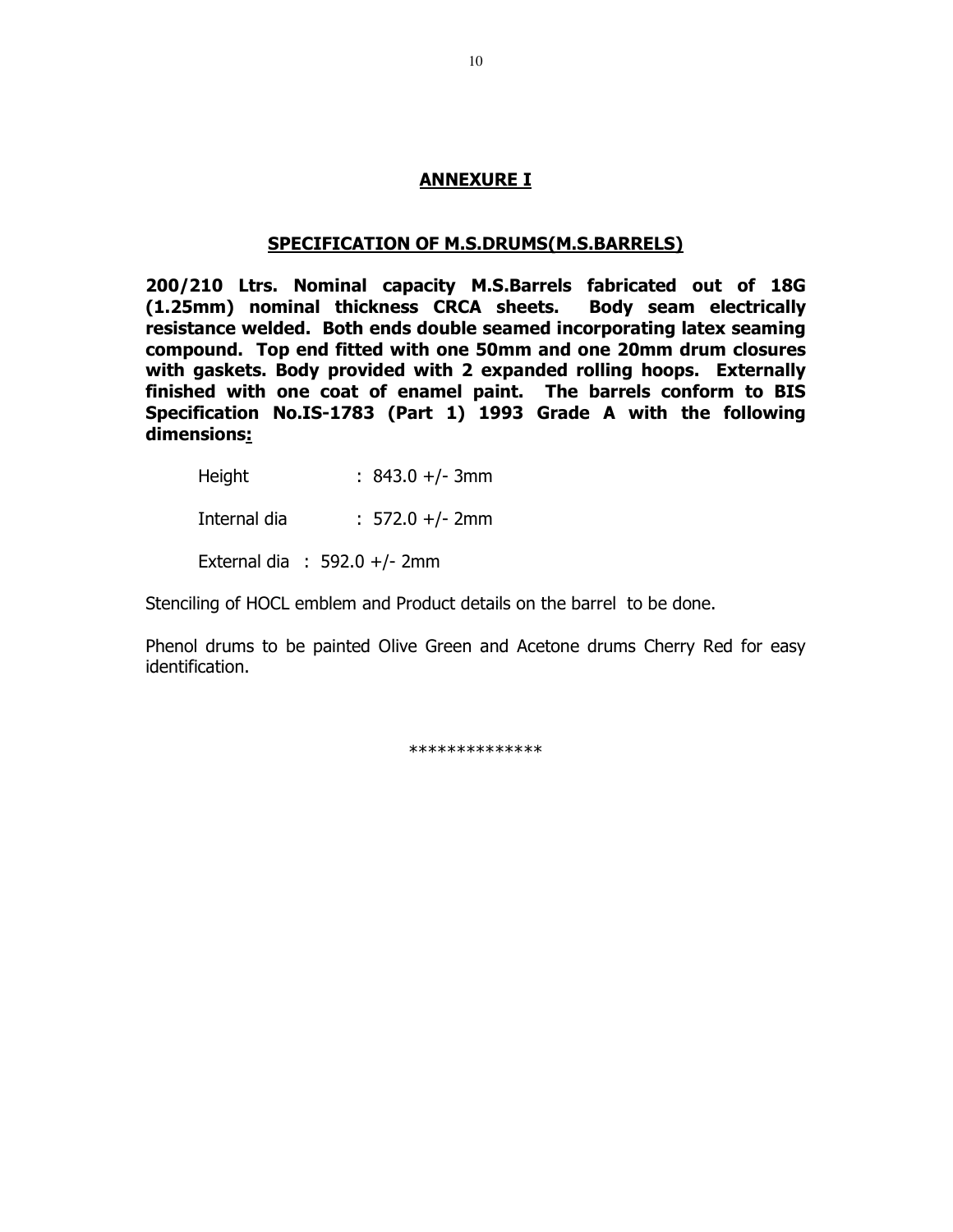# ANNEXURE I

## SPECIFICATION OF M.S.DRUMS(M.S.BARRELS)

**200/210 Ltrs. Nominal capacity M.S.Barrels fabricated out of 18G (1.25mm) nominal thickness CRCA sheets. Body seam electrically resistance welded. Both ends double seamed incorporating latex seaming compound. Top end fitted with one 50mm and one 20mm drum closures with gaskets. Body provided with 2 expanded rolling hoops. Externally finished with one coat of enamel paint. The barrels conform to BIS Specification No.IS-1783 (Part 1) 1993 Grade A with the following dimensions:**

Height : 843.0 +/- 3mm

Internal dia : 572.0 +/- 2mm

External dia : 592.0 +/- 2mm

Stenciling of HOCL emblem and Product details on the barrel to be done.

Phenol drums to be painted Olive Green and Acetone drums Cherry Red for easy identification.

**************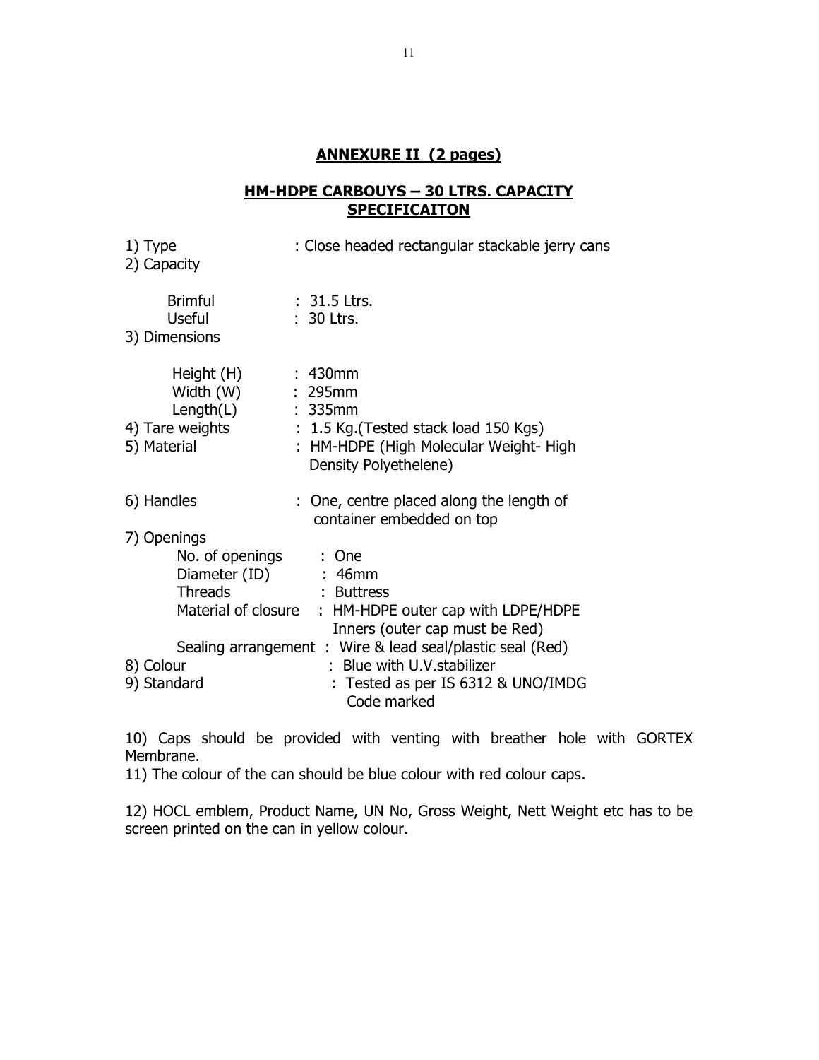## ANNEXURE II (2 pages)

## HM-HDPE CARBOUYS – 30 LTRS. CAPACITY SPECIFICAITON

1) Type : Close headed rectangular stackable jerry cans

2) Capacity

- Brimful : 31.5 Ltrs.
- Useful : 30 Ltrs.

3) Dimensions

- Height (H) : 430mm
- Width (W) : 295mm
- Length(L) : 335mm

4) Tare weights : 1.5 Kg.(Tested stack load 150 Kgs)

5) Material : HM-HDPE (High Molecular Weight- High Density Polyethelene)

6) Handles : One, centre placed along the length of container embedded on top

7) Openings

- No. of openings : One
- Diameter (ID) : 46mm
- Threads : Buttress
- Material of closure : HM-HDPE outer cap with LDPE/HDPE Inners (outer cap must be Red)
- Sealing arrangement : Wire & lead seal/plastic seal (Red)

8) Colour : Blue with U.V.stabilizer

9) Standard : Tested as per IS 6312 & UNO/IMDG Code marked

10) Caps should be provided with venting with breather hole with GORTEX Membrane.

11) The colour of the can should be blue colour with red colour caps.

12) HOCL emblem, Product Name, UN No, Gross Weight, Nett Weight etc has to be screen printed on the can in yellow colour.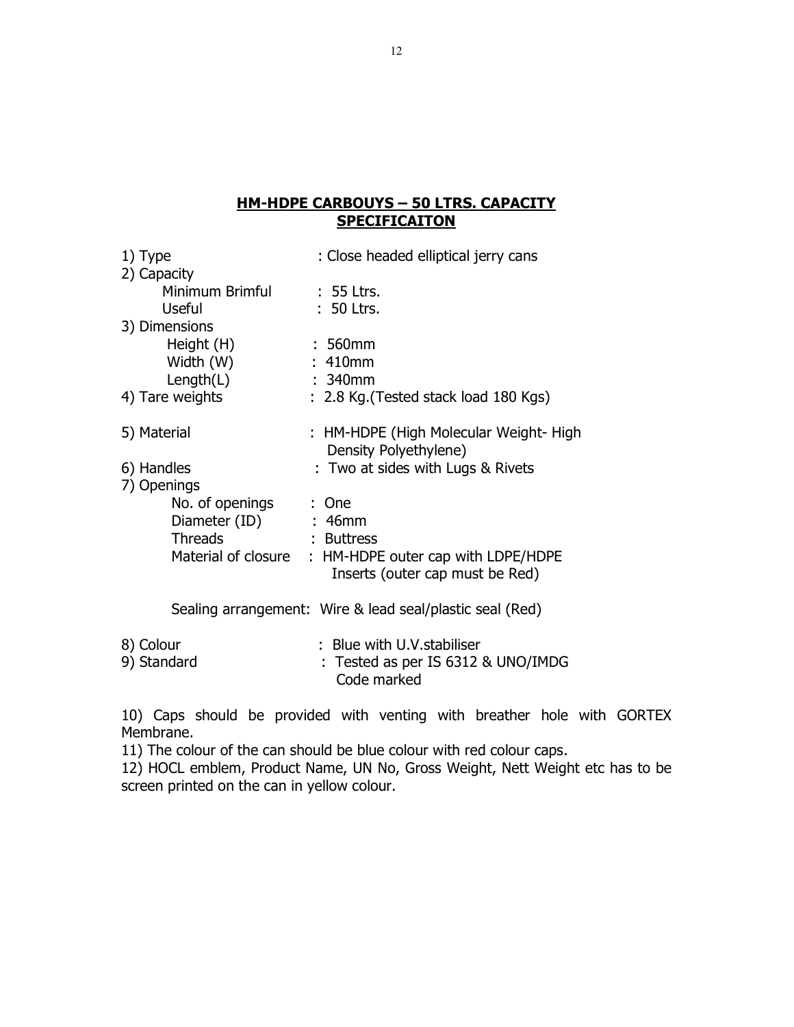## HM-HDPE CARBOUYS – 50 LTRS. CAPACITY SPECIFICAITON

1) Type : Close headed elliptical jerry cans

2) Capacity
   - Minimum Brimful : 55 Ltrs.
   - Useful : 50 Ltrs.

3) Dimensions
   - Height (H) : 560mm
   - Width (W) : 410mm
   - Length(L) : 340mm

4) Tare weights : 2.8 Kg.(Tested stack load 180 Kgs)

5) Material : HM-HDPE (High Molecular Weight- High Density Polyethylene)

6) Handles : Two at sides with Lugs & Rivets

7) Openings
   - No. of openings : One
   - Diameter (ID) : 46mm
   - Threads : Buttress
   - Material of closure : HM-HDPE outer cap with LDPE/HDPE Inserts (outer cap must be Red)

   Sealing arrangement: Wire & lead seal/plastic seal (Red)

8) Colour : Blue with U.V.stabiliser

9) Standard : Tested as per IS 6312 & UNO/IMDG Code marked

10) Caps should be provided with venting with breather hole with GORTEX Membrane.

11) The colour of the can should be blue colour with red colour caps.

12) HOCL emblem, Product Name, UN No, Gross Weight, Nett Weight etc has to be screen printed on the can in yellow colour.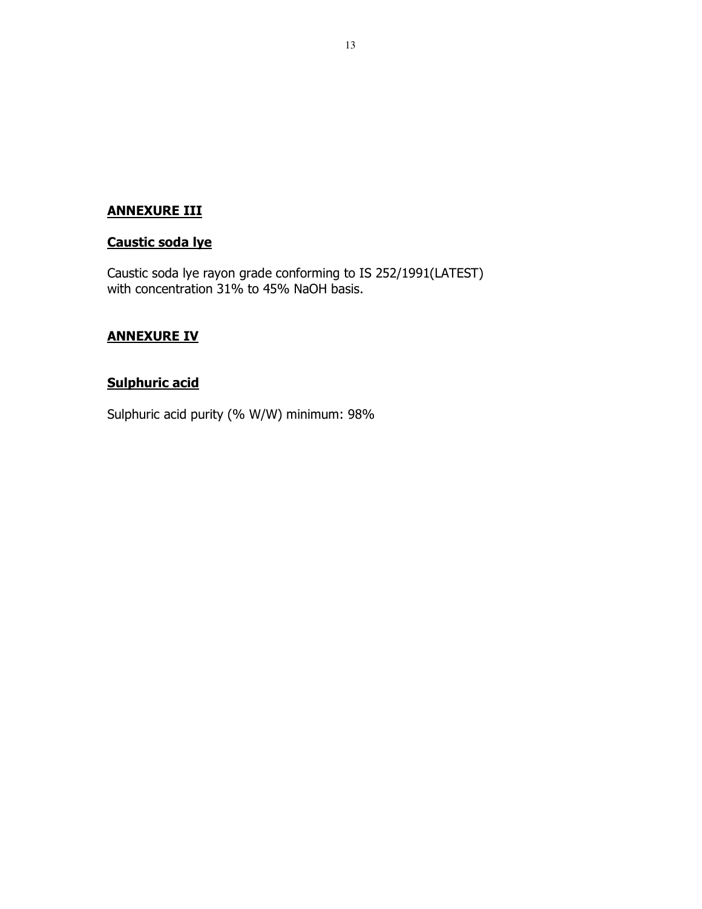## ANNEXURE III

### Caustic soda lye

Caustic soda lye rayon grade conforming to IS 252/1991(LATEST) with concentration 31% to 45% NaOH basis.

## ANNEXURE IV

### Sulphuric acid

Sulphuric acid purity (% W/W) minimum: 98%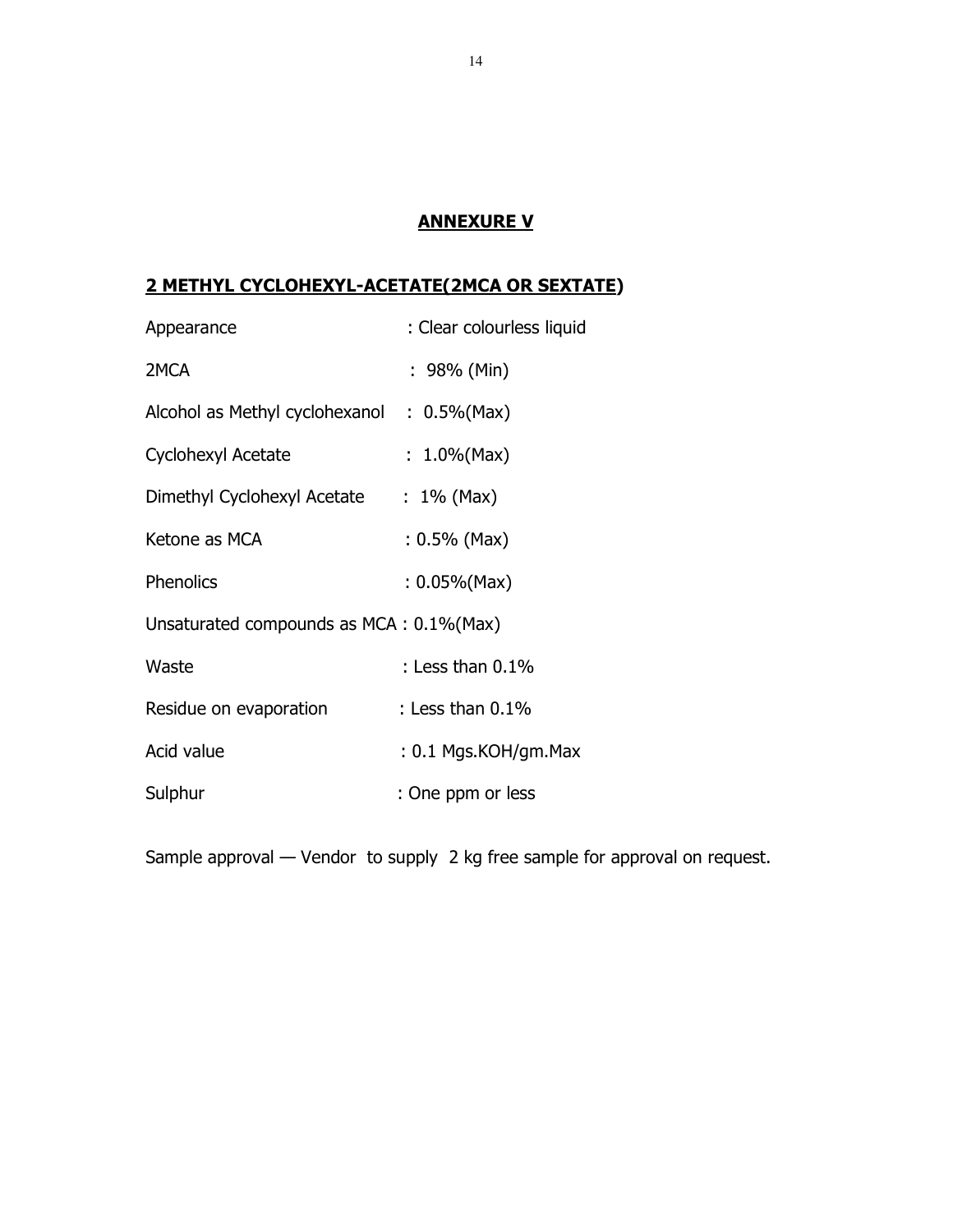## ANNEXURE V

### 2 METHYL CYCLOHEXYL-ACETATE(2MCA OR SEXTATE)

| | |
|---|---|
| Appearance | : Clear colourless liquid |
| 2MCA | : 98% (Min) |
| Alcohol as Methyl cyclohexanol | : 0.5%(Max) |
| Cyclohexyl Acetate | : 1.0%(Max) |
| Dimethyl Cyclohexyl Acetate | : 1% (Max) |
| Ketone as MCA | : 0.5% (Max) |
| Phenolics | : 0.05%(Max) |
| Unsaturated compounds as MCA | : 0.1%(Max) |
| Waste | : Less than 0.1% |
| Residue on evaporation | : Less than 0.1% |
| Acid value | : 0.1 Mgs.KOH/gm.Max |
| Sulphur | : One ppm or less |

Sample approval — Vendor to supply 2 kg free sample for approval on request.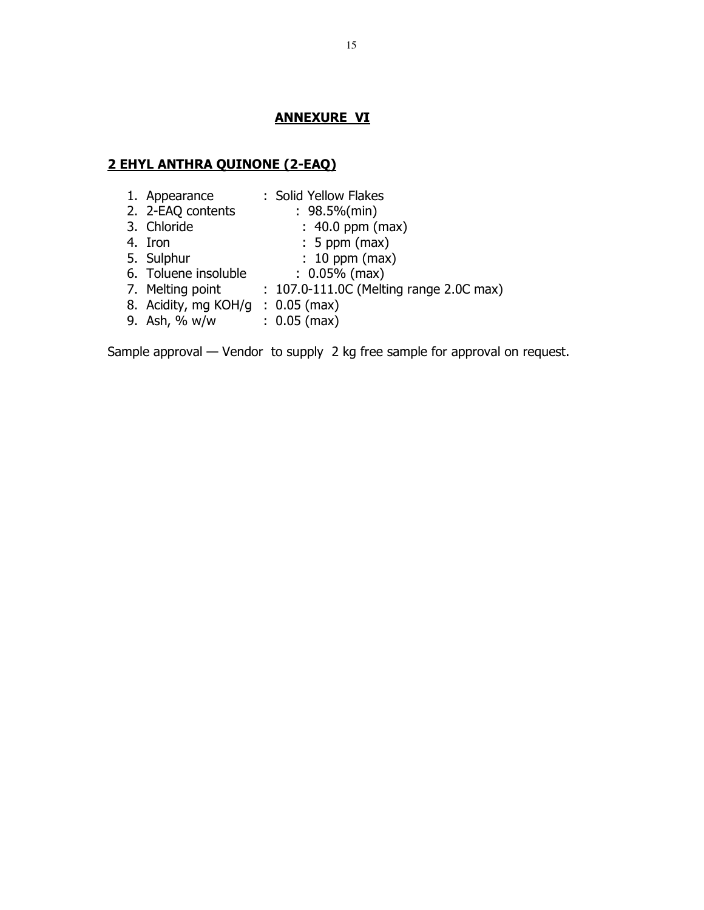## ANNEXURE VI

### 2 EHYL ANTHRA QUINONE (2-EAQ)

1. Appearance : Solid Yellow Flakes
2. 2-EAQ contents : 98.5%(min)
3. Chloride : 40.0 ppm (max)
4. Iron : 5 ppm (max)
5. Sulphur : 10 ppm (max)
6. Toluene insoluble : 0.05% (max)
7. Melting point : 107.0-111.0C (Melting range 2.0C max)
8. Acidity, mg KOH/g : 0.05 (max)
9. Ash, % w/w : 0.05 (max)

Sample approval — Vendor to supply 2 kg free sample for approval on request.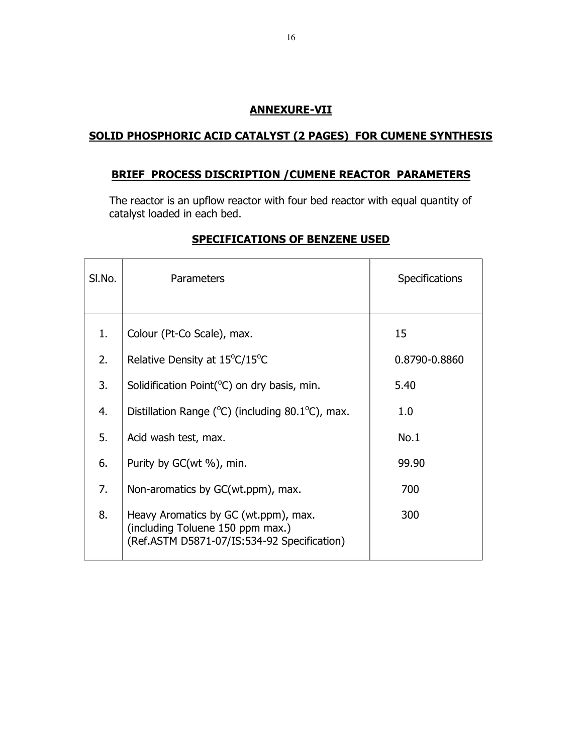## ANNEXURE-VII

## SOLID PHOSPHORIC ACID CATALYST (2 PAGES) FOR CUMENE SYNTHESIS

### BRIEF PROCESS DISCRIPTION /CUMENE REACTOR PARAMETERS

The reactor is an upflow reactor with four bed reactor with equal quantity of catalyst loaded in each bed.

### SPECIFICATIONS OF BENZENE USED

| Sl.No. | Parameters | Specifications |
|---|---|---|
| 1. | Colour (Pt-Co Scale), max. | 15 |
| 2. | Relative Density at $15^{o}C/15^{o}C$ | 0.8790-0.8860 |
| 3. | Solidification Point($^{o}C$) on dry basis, min. | 5.40 |
| 4. | Distillation Range ($^{o}C$) (including $80.1^{o}C$), max. | 1.0 |
| 5. | Acid wash test, max. | No.1 |
| 6. | Purity by GC(wt %), min. | 99.90 |
| 7. | Non-aromatics by GC(wt.ppm), max. | 700 |
| 8. | Heavy Aromatics by GC (wt.ppm), max. (including Toluene 150 ppm max.) (Ref.ASTM D5871-07/IS:534-92 Specification) | 300 |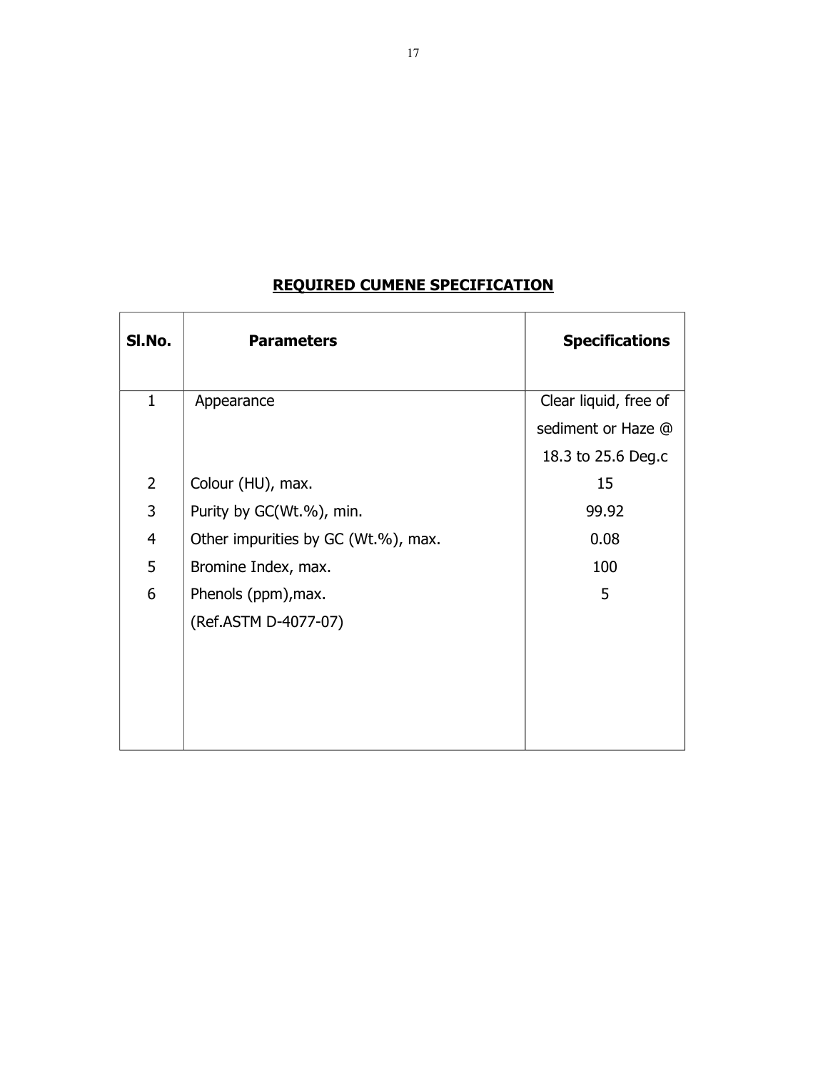## REQUIRED CUMENE SPECIFICATION

| Sl.No. | Parameters | Specifications |
|---|---|---|
| 1 | Appearance | Clear liquid, free of sediment or Haze @ 18.3 to 25.6 Deg.c |
| 2 | Colour (HU), max. | 15 |
| 3 | Purity by GC(Wt.%), min. | 99.92 |
| 4 | Other impurities by GC (Wt.%), max. | 0.08 |
| 5 | Bromine Index, max. | 100 |
| 6 | Phenols (ppm),max. | 5 |
| | (Ref.ASTM D-4077-07) | |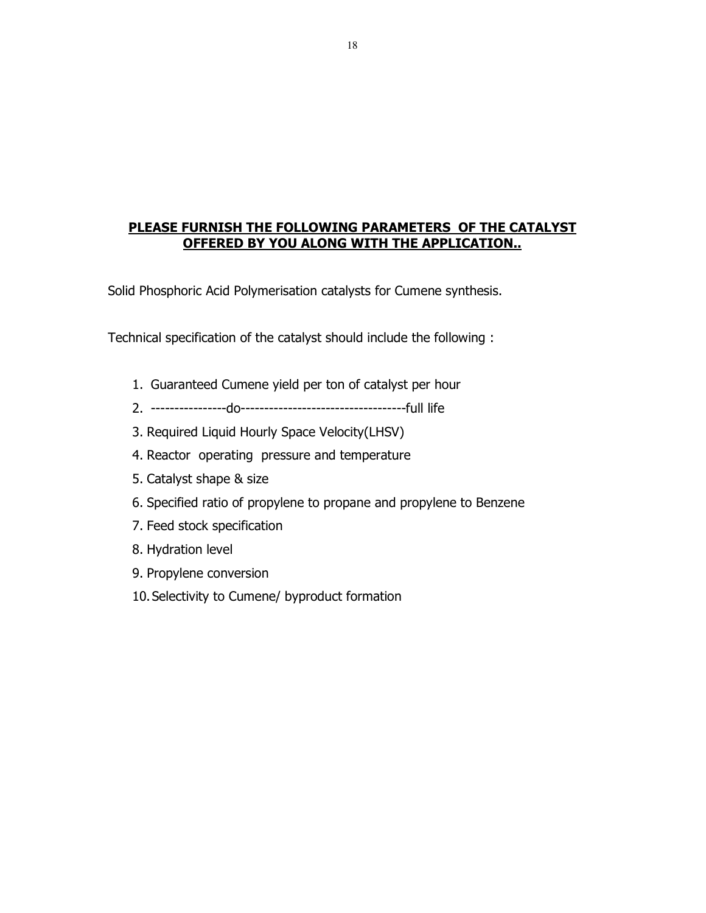## **PLEASE FURNISH THE FOLLOWING PARAMETERS OF THE CATALYST OFFERED BY YOU ALONG WITH THE APPLICATION..**

Solid Phosphoric Acid Polymerisation catalysts for Cumene synthesis.

Technical specification of the catalyst should include the following :

1. Guaranteed Cumene yield per ton of catalyst per hour
2. ----------------do-----------------------------------full life
3. Required Liquid Hourly Space Velocity(LHSV)
4. Reactor operating pressure and temperature
5. Catalyst shape & size
6. Specified ratio of propylene to propane and propylene to Benzene
7. Feed stock specification
8. Hydration level
9. Propylene conversion
10. Selectivity to Cumene/ byproduct formation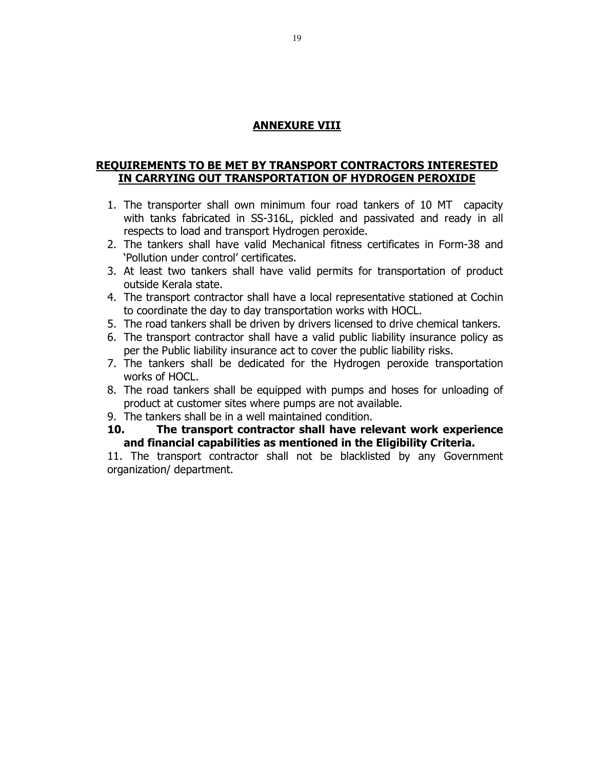## ANNEXURE VIII

## REQUIREMENTS TO BE MET BY TRANSPORT CONTRACTORS INTERESTED IN CARRYING OUT TRANSPORTATION OF HYDROGEN PEROXIDE

1. The transporter shall own minimum four road tankers of 10 MT capacity with tanks fabricated in SS-316L, pickled and passivated and ready in all respects to load and transport Hydrogen peroxide.
2. The tankers shall have valid Mechanical fitness certificates in Form-38 and 'Pollution under control' certificates.
3. At least two tankers shall have valid permits for transportation of product outside Kerala state.
4. The transport contractor shall have a local representative stationed at Cochin to coordinate the day to day transportation works with HOCL.
5. The road tankers shall be driven by drivers licensed to drive chemical tankers.
6. The transport contractor shall have a valid public liability insurance policy as per the Public liability insurance act to cover the public liability risks.
7. The tankers shall be dedicated for the Hydrogen peroxide transportation works of HOCL.
8. The road tankers shall be equipped with pumps and hoses for unloading of product at customer sites where pumps are not available.
9. The tankers shall be in a well maintained condition.
10. **The transport contractor shall have relevant work experience and financial capabilities as mentioned in the Eligibility Criteria.**
11. The transport contractor shall not be blacklisted by any Government organization/ department.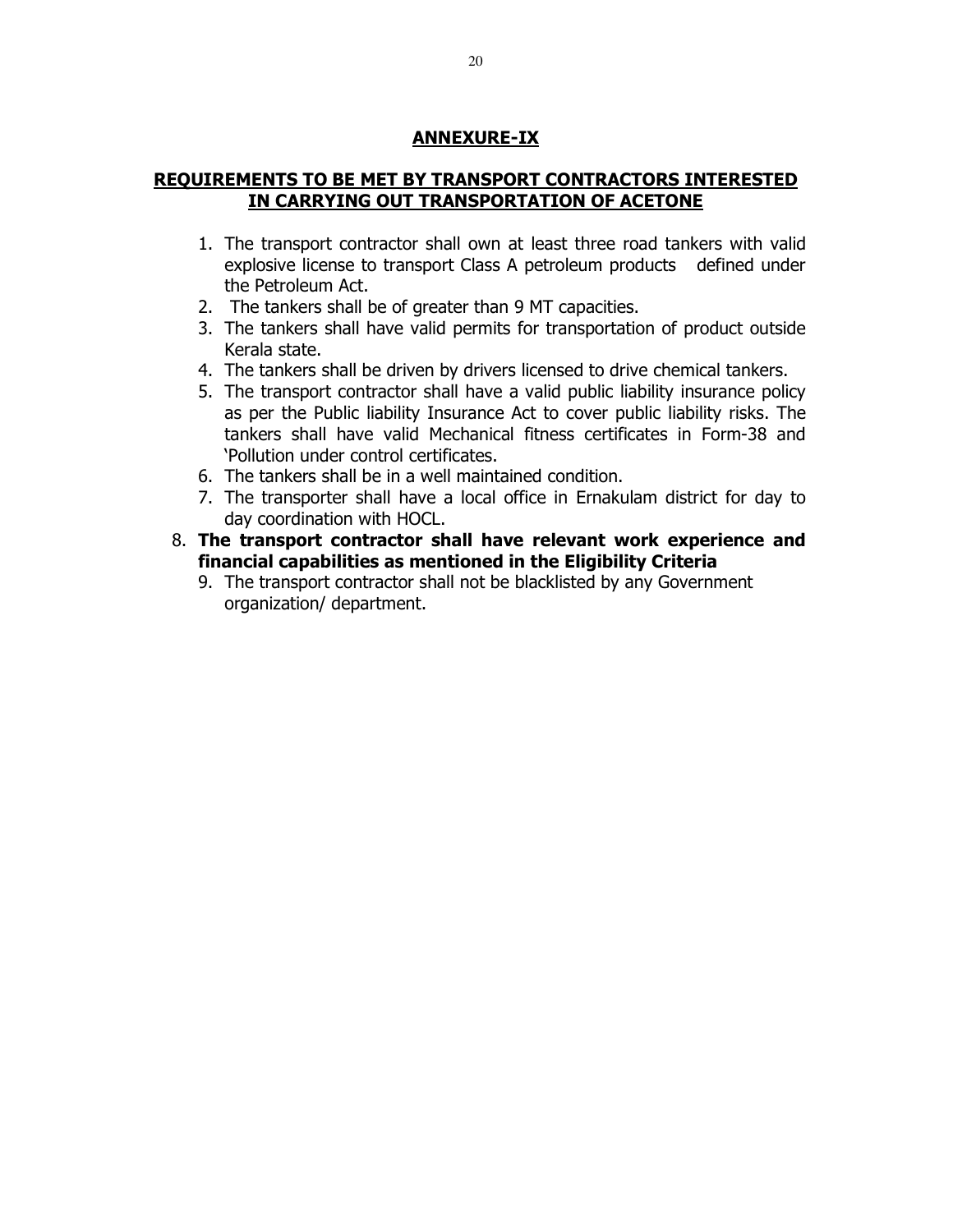## ANNEXURE-IX

## REQUIREMENTS TO BE MET BY TRANSPORT CONTRACTORS INTERESTED IN CARRYING OUT TRANSPORTATION OF ACETONE

1. The transport contractor shall own at least three road tankers with valid explosive license to transport Class A petroleum products defined under the Petroleum Act.
2. The tankers shall be of greater than 9 MT capacities.
3. The tankers shall have valid permits for transportation of product outside Kerala state.
4. The tankers shall be driven by drivers licensed to drive chemical tankers.
5. The transport contractor shall have a valid public liability insurance policy as per the Public liability Insurance Act to cover public liability risks. The tankers shall have valid Mechanical fitness certificates in Form-38 and 'Pollution under control certificates.
6. The tankers shall be in a well maintained condition.
7. The transporter shall have a local office in Ernakulam district for day to day coordination with HOCL.
8. **The transport contractor shall have relevant work experience and financial capabilities as mentioned in the Eligibility Criteria**
9. The transport contractor shall not be blacklisted by any Government organization/ department.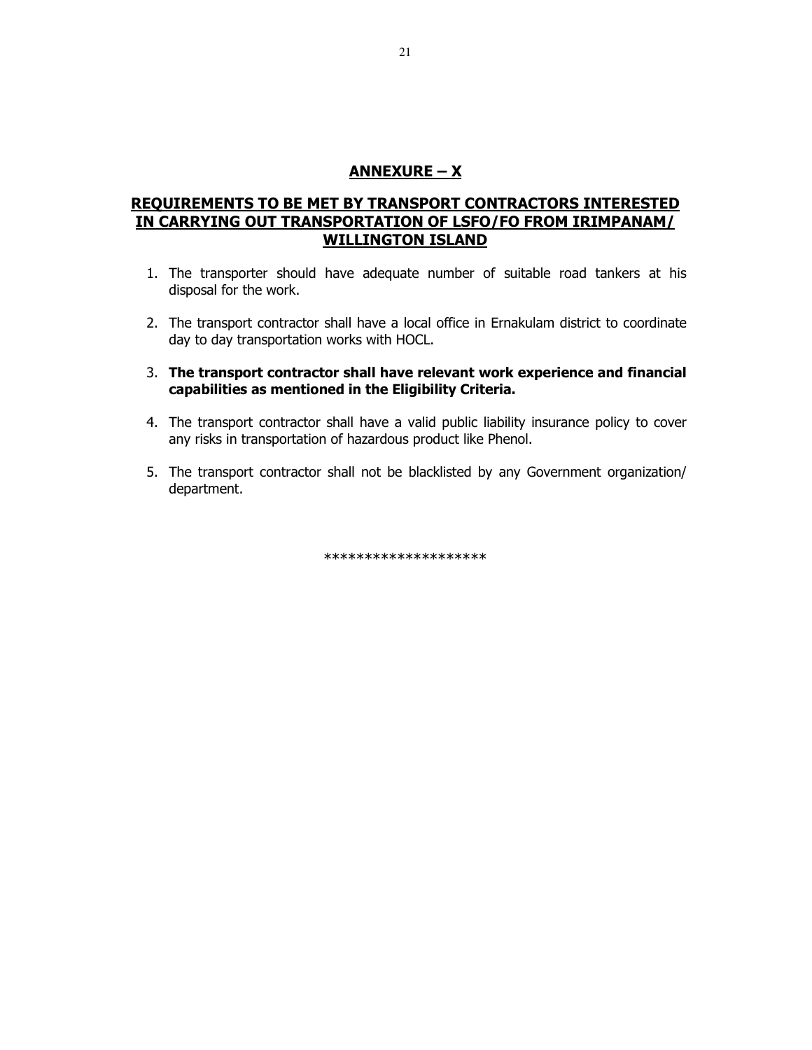## ANNEXURE – X

## REQUIREMENTS TO BE MET BY TRANSPORT CONTRACTORS INTERESTED IN CARRYING OUT TRANSPORTATION OF LSFO/FO FROM IRIMPANAM/ WILLINGTON ISLAND

1. The transporter should have adequate number of suitable road tankers at his disposal for the work.

2. The transport contractor shall have a local office in Ernakulam district to coordinate day to day transportation works with HOCL.

3. **The transport contractor shall have relevant work experience and financial capabilities as mentioned in the Eligibility Criteria.**

4. The transport contractor shall have a valid public liability insurance policy to cover any risks in transportation of hazardous product like Phenol.

5. The transport contractor shall not be blacklisted by any Government organization/ department.

********************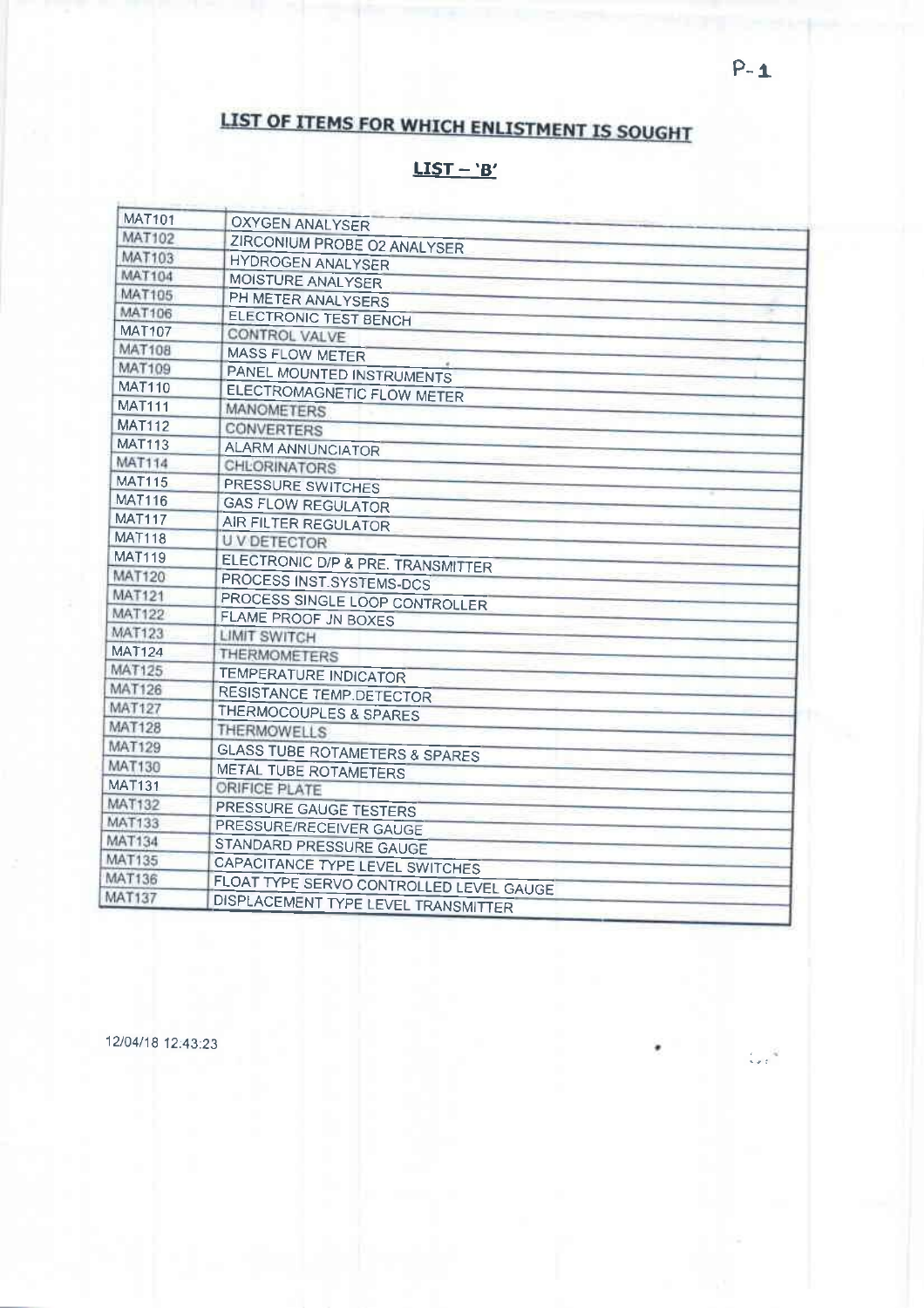# LIST OF ITEMS FOR WHICH ENLISTMENT IS SOUGHT

## LIST – 'B'

| | |
|---|---|
| MAT101 | OXYGEN ANALYSER |
| MAT102 | ZIRCONIUM PROBE O2 ANALYSER |
| MAT103 | HYDROGEN ANALYSER |
| MAT104 | MOISTURE ANALYSER |
| MAT105 | PH METER ANALYSERS |
| MAT106 | ELECTRONIC TEST BENCH |
| MAT107 | CONTROL VALVE |
| MAT108 | MASS FLOW METER |
| MAT109 | PANEL MOUNTED INSTRUMENTS |
| MAT110 | ELECTROMAGNETIC FLOW METER |
| MAT111 | MANOMETERS |
| MAT112 | CONVERTERS |
| MAT113 | ALARM ANNUNCIATOR |
| MAT114 | CHLORINATORS |
| MAT115 | PRESSURE SWITCHES |
| MAT116 | GAS FLOW REGULATOR |
| MAT117 | AIR FILTER REGULATOR |
| MAT118 | U V DETECTOR |
| MAT119 | ELECTRONIC D/P & PRE. TRANSMITTER |
| MAT120 | PROCESS INST.SYSTEMS-DCS |
| MAT121 | PROCESS SINGLE LOOP CONTROLLER |
| MAT122 | FLAME PROOF JN BOXES |
| MAT123 | LIMIT SWITCH |
| MAT124 | THERMOMETERS |
| MAT125 | TEMPERATURE INDICATOR |
| MAT126 | RESISTANCE TEMP.DETECTOR |
| MAT127 | THERMOCOUPLES & SPARES |
| MAT128 | THERMOWELLS |
| MAT129 | GLASS TUBE ROTAMETERS & SPARES |
| MAT130 | METAL TUBE ROTAMETERS |
| MAT131 | ORIFICE PLATE |
| MAT132 | PRESSURE GAUGE TESTERS |
| MAT133 | PRESSURE/RECEIVER GAUGE |
| MAT134 | STANDARD PRESSURE GAUGE |
| MAT135 | CAPACITANCE TYPE LEVEL SWITCHES |
| MAT136 | FLOAT TYPE SERVO CONTROLLED LEVEL GAUGE |
| MAT137 | DISPLACEMENT TYPE LEVEL TRANSMITTER |

12/04/18 12.43:23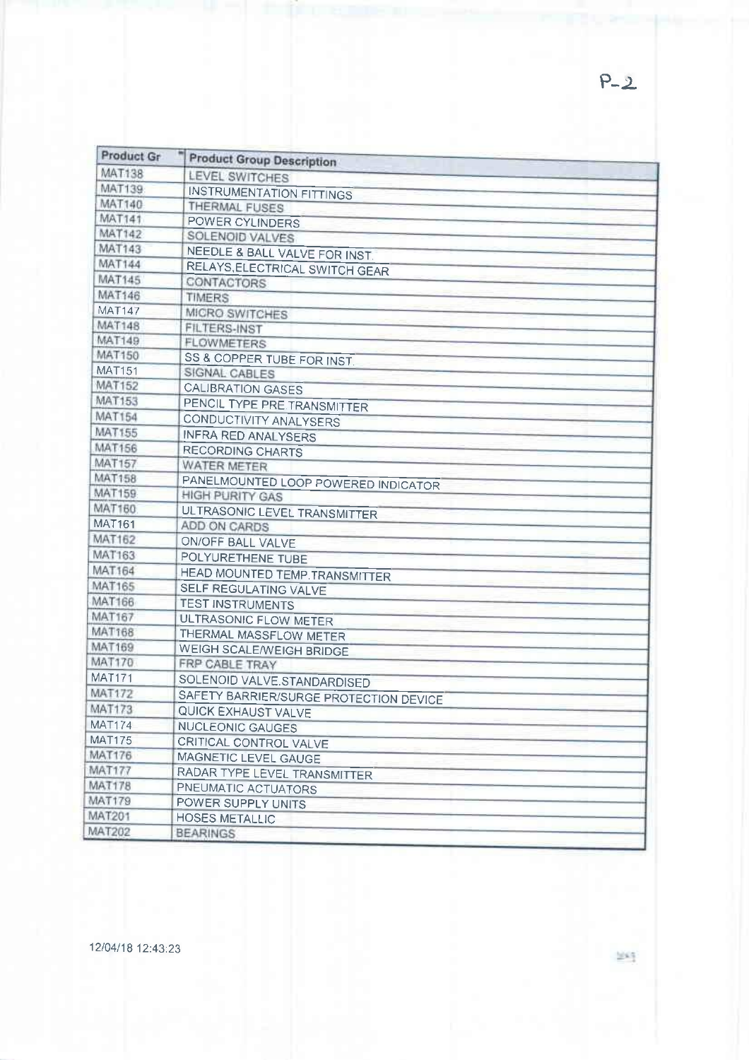P-2

| Product Gr | Product Group Description |
| --- | --- |
| MAT138 | LEVEL SWITCHES |
| MAT139 | INSTRUMENTATION FITTINGS |
| MAT140 | THERMAL FUSES |
| MAT141 | POWER CYLINDERS |
| MAT142 | SOLENOID VALVES |
| MAT143 | NEEDLE & BALL VALVE FOR INST. |
| MAT144 | RELAYS,ELECTRICAL SWITCH GEAR |
| MAT145 | CONTACTORS |
| MAT146 | TIMERS |
| MAT147 | MICRO SWITCHES |
| MAT148 | FILTERS-INST |
| MAT149 | FLOWMETERS |
| MAT150 | SS & COPPER TUBE FOR INST. |
| MAT151 | SIGNAL CABLES |
| MAT152 | CALIBRATION GASES |
| MAT153 | PENCIL TYPE PRE TRANSMITTER |
| MAT154 | CONDUCTIVITY ANALYSERS |
| MAT155 | INFRA RED ANALYSERS |
| MAT156 | RECORDING CHARTS |
| MAT157 | WATER METER |
| MAT158 | PANELMOUNTED LOOP POWERED INDICATOR |
| MAT159 | HIGH PURITY GAS |
| MAT160 | ULTRASONIC LEVEL TRANSMITTER |
| MAT161 | ADD ON CARDS |
| MAT162 | ON/OFF BALL VALVE |
| MAT163 | POLYURETHENE TUBE |
| MAT164 | HEAD MOUNTED TEMP.TRANSMITTER |
| MAT165 | SELF REGULATING VALVE |
| MAT166 | TEST INSTRUMENTS |
| MAT167 | ULTRASONIC FLOW METER |
| MAT168 | THERMAL MASSFLOW METER |
| MAT169 | WEIGH SCALE/WEIGH BRIDGE |
| MAT170 | FRP CABLE TRAY |
| MAT171 | SOLENOID VALVE.STANDARDISED |
| MAT172 | SAFETY BARRIER/SURGE PROTECTION DEVICE |
| MAT173 | QUICK EXHAUST VALVE |
| MAT174 | NUCLEONIC GAUGES |
| MAT175 | CRITICAL CONTROL VALVE |
| MAT176 | MAGNETIC LEVEL GAUGE |
| MAT177 | RADAR TYPE LEVEL TRANSMITTER |
| MAT178 | PNEUMATIC ACTUATORS |
| MAT179 | POWER SUPPLY UNITS |
| MAT201 | HOSES METALLIC |
| MAT202 | BEARINGS |

12/04/18 12:43:23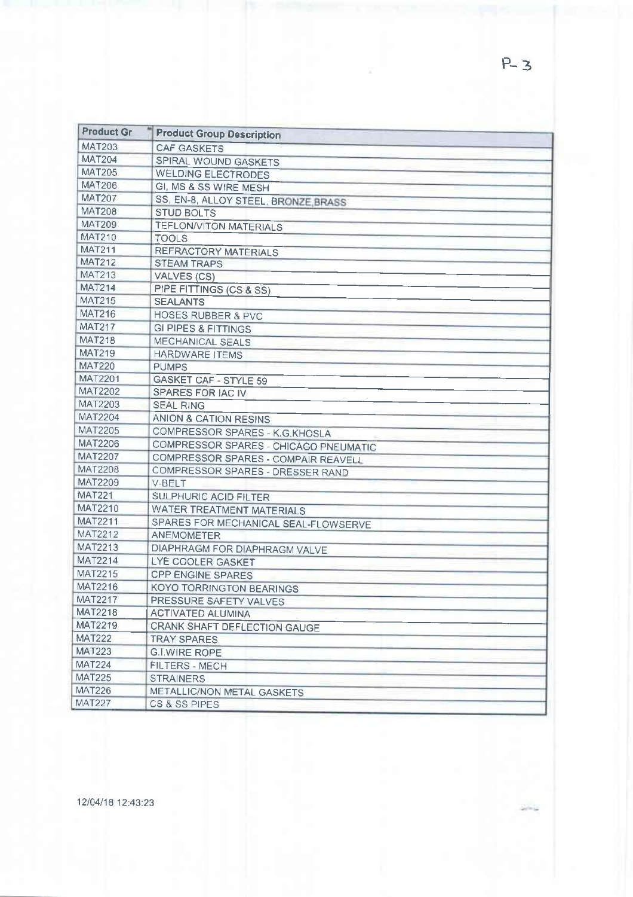| Product Gr | Product Group Description |
| --- | --- |
| MAT203 | CAF GASKETS |
| MAT204 | SPIRAL WOUND GASKETS |
| MAT205 | WELDING ELECTRODES |
| MAT206 | GI, MS & SS WIRE MESH |
| MAT207 | SS, EN-8, ALLOY STEEL, BRONZE,BRASS |
| MAT208 | STUD BOLTS |
| MAT209 | TEFLON/VITON MATERIALS |
| MAT210 | TOOLS |
| MAT211 | REFRACTORY MATERIALS |
| MAT212 | STEAM TRAPS |
| MAT213 | VALVES (CS) |
| MAT214 | PIPE FITTINGS (CS & SS) |
| MAT215 | SEALANTS |
| MAT216 | HOSES RUBBER & PVC |
| MAT217 | GI PIPES & FITTINGS |
| MAT218 | MECHANICAL SEALS |
| MAT219 | HARDWARE ITEMS |
| MAT220 | PUMPS |
| MAT2201 | GASKET CAF - STYLE 59 |
| MAT2202 | SPARES FOR IAC IV |
| MAT2203 | SEAL RING |
| MAT2204 | ANION & CATION RESINS |
| MAT2205 | COMPRESSOR SPARES - K.G.KHOSLA |
| MAT2206 | COMPRESSOR SPARES - CHICAGO PNEUMATIC |
| MAT2207 | COMPRESSOR SPARES - COMPAIR REAVELL |
| MAT2208 | COMPRESSOR SPARES - DRESSER RAND |
| MAT2209 | V-BELT |
| MAT221 | SULPHURIC ACID FILTER |
| MAT2210 | WATER TREATMENT MATERIALS |
| MAT2211 | SPARES FOR MECHANICAL SEAL-FLOWSERVE |
| MAT2212 | ANEMOMETER |
| MAT2213 | DIAPHRAGM FOR DIAPHRAGM VALVE |
| MAT2214 | LYE COOLER GASKET |
| MAT2215 | CPP ENGINE SPARES |
| MAT2216 | KOYO TORRINGTON BEARINGS |
| MAT2217 | PRESSURE SAFETY VALVES |
| MAT2218 | ACTIVATED ALUMINA |
| MAT2219 | CRANK SHAFT DEFLECTION GAUGE |
| MAT222 | TRAY SPARES |
| MAT223 | G.I.WIRE ROPE |
| MAT224 | FILTERS - MECH |
| MAT225 | STRAINERS |
| MAT226 | METALLIC/NON METAL GASKETS |
| MAT227 | CS & SS PIPES |

12/04/18 12:43:23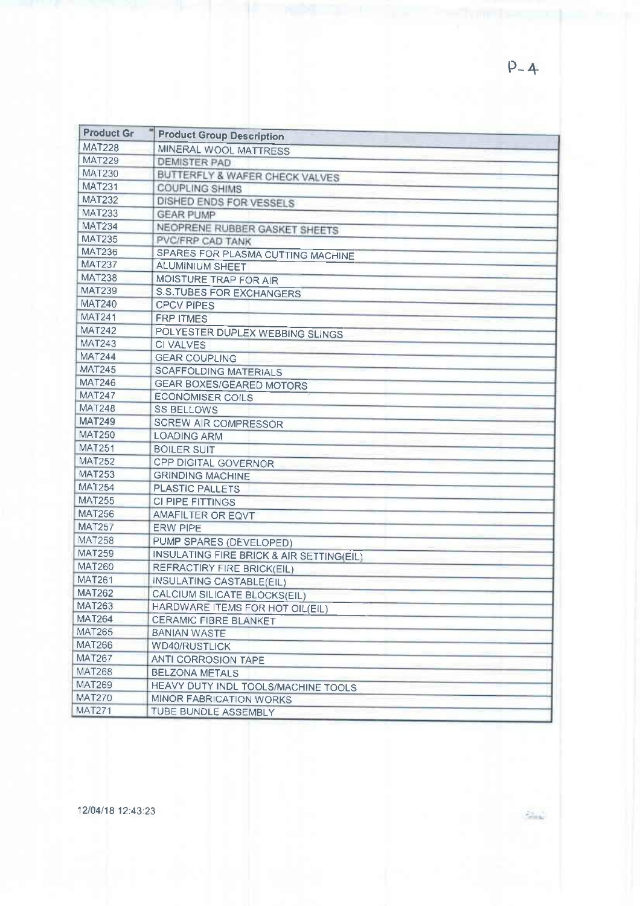P-4

| Product Gr | Product Group Description |
| --- | --- |
| MAT228 | MINERAL WOOL MATTRESS |
| MAT229 | DEMISTER PAD |
| MAT230 | BUTTERFLY & WAFER CHECK VALVES |
| MAT231 | COUPLING SHIMS |
| MAT232 | DISHED ENDS FOR VESSELS |
| MAT233 | GEAR PUMP |
| MAT234 | NEOPRENE RUBBER GASKET SHEETS |
| MAT235 | PVC/FRP CAD TANK |
| MAT236 | SPARES FOR PLASMA CUTTING MACHINE |
| MAT237 | ALUMINIUM SHEET |
| MAT238 | MOISTURE TRAP FOR AIR |
| MAT239 | S.S.TUBES FOR EXCHANGERS |
| MAT240 | CPCV PIPES |
| MAT241 | FRP ITMES |
| MAT242 | POLYESTER DUPLEX WEBBING SLINGS |
| MAT243 | CI VALVES |
| MAT244 | GEAR COUPLING |
| MAT245 | SCAFFOLDING MATERIALS |
| MAT246 | GEAR BOXES/GEARED MOTORS |
| MAT247 | ECONOMISER COILS |
| MAT248 | SS BELLOWS |
| MAT249 | SCREW AIR COMPRESSOR |
| MAT250 | LOADING ARM |
| MAT251 | BOILER SUIT |
| MAT252 | CPP DIGITAL GOVERNOR |
| MAT253 | GRINDING MACHINE |
| MAT254 | PLASTIC PALLETS |
| MAT255 | CI PIPE FITTINGS |
| MAT256 | AMAFILTER OR EQVT |
| MAT257 | ERW PIPE |
| MAT258 | PUMP SPARES (DEVELOPED) |
| MAT259 | INSULATING FIRE BRICK & AIR SETTING(EIL) |
| MAT260 | REFRACTIRY FIRE BRICK(EIL) |
| MAT261 | INSULATING CASTABLE(EIL) |
| MAT262 | CALCIUM SILICATE BLOCKS(EIL) |
| MAT263 | HARDWARE ITEMS FOR HOT OIL(EIL) |
| MAT264 | CERAMIC FIBRE BLANKET |
| MAT265 | BANIAN WASTE |
| MAT266 | WD40/RUSTLICK |
| MAT267 | ANTI CORROSION TAPE |
| MAT268 | BELZONA METALS |
| MAT269 | HEAVY DUTY INDL TOOLS/MACHINE TOOLS |
| MAT270 | MINOR FABRICATION WORKS |
| MAT271 | TUBE BUNDLE ASSEMBLY |

12/04/18 12:43:23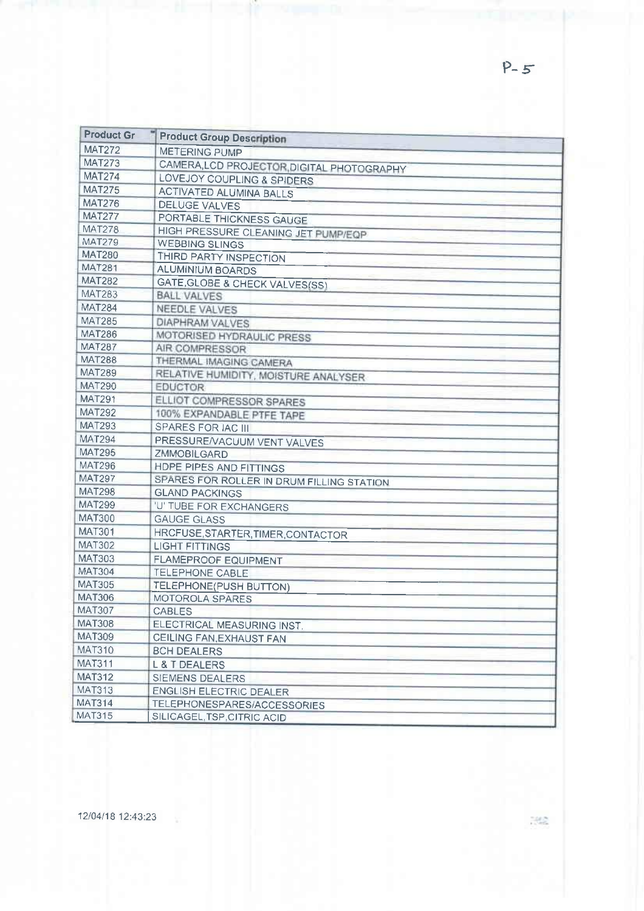P-5

| Product Gr | Product Group Description |
|---|---|
| MAT272 | METERING PUMP |
| MAT273 | CAMERA,LCD PROJECTOR,DIGITAL PHOTOGRAPHY |
| MAT274 | LOVEJOY COUPLING & SPIDERS |
| MAT275 | ACTIVATED ALUMINA BALLS |
| MAT276 | DELUGE VALVES |
| MAT277 | PORTABLE THICKNESS GAUGE |
| MAT278 | HIGH PRESSURE CLEANING JET PUMP/EQP |
| MAT279 | WEBBING SLINGS |
| MAT280 | THIRD PARTY INSPECTION |
| MAT281 | ALUMINIUM BOARDS |
| MAT282 | GATE,GLOBE & CHECK VALVES(SS) |
| MAT283 | BALL VALVES |
| MAT284 | NEEDLE VALVES |
| MAT285 | DIAPHRAM VALVES |
| MAT286 | MOTORISED HYDRAULIC PRESS |
| MAT287 | AIR COMPRESSOR |
| MAT288 | THERMAL IMAGING CAMERA |
| MAT289 | RELATIVE HUMIDITY, MOISTURE ANALYSER |
| MAT290 | EDUCTOR |
| MAT291 | ELLIOT COMPRESSOR SPARES |
| MAT292 | 100% EXPANDABLE PTFE TAPE |
| MAT293 | SPARES FOR IAC III |
| MAT294 | PRESSURE/VACUUM VENT VALVES |
| MAT295 | ZMMOBILGARD |
| MAT296 | HDPE PIPES AND FITTINGS |
| MAT297 | SPARES FOR ROLLER IN DRUM FILLING STATION |
| MAT298 | GLAND PACKINGS |
| MAT299 | 'U' TUBE FOR EXCHANGERS |
| MAT300 | GAUGE GLASS |
| MAT301 | HRCFUSE,STARTER,TIMER,CONTACTOR |
| MAT302 | LIGHT FITTINGS |
| MAT303 | FLAMEPROOF EQUIPMENT |
| MAT304 | TELEPHONE CABLE |
| MAT305 | TELEPHONE(PUSH BUTTON) |
| MAT306 | MOTOROLA SPARES |
| MAT307 | CABLES |
| MAT308 | ELECTRICAL MEASURING INST. |
| MAT309 | CEILING FAN,EXHAUST FAN |
| MAT310 | BCH DEALERS |
| MAT311 | L & T DEALERS |
| MAT312 | SIEMENS DEALERS |
| MAT313 | ENGLISH ELECTRIC DEALER |
| MAT314 | TELEPHONESPARES/ACCESSORIES |
| MAT315 | SILICAGEL,TSP,CITRIC ACID |

12/04/18 12:43:23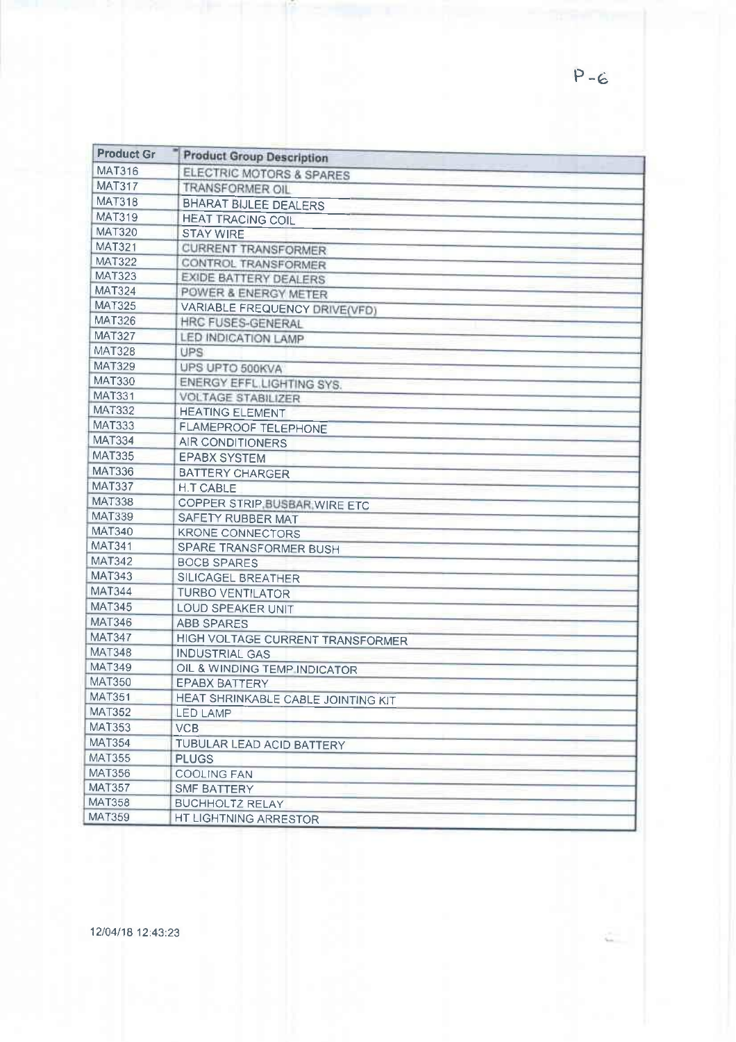P-6

| Product Gr | Product Group Description |
|---|---|
| MAT316 | ELECTRIC MOTORS & SPARES |
| MAT317 | TRANSFORMER OIL |
| MAT318 | BHARAT BIJLEE DEALERS |
| MAT319 | HEAT TRACING COIL |
| MAT320 | STAY WIRE |
| MAT321 | CURRENT TRANSFORMER |
| MAT322 | CONTROL TRANSFORMER |
| MAT323 | EXIDE BATTERY DEALERS |
| MAT324 | POWER & ENERGY METER |
| MAT325 | VARIABLE FREQUENCY DRIVE(VFD) |
| MAT326 | HRC FUSES-GENERAL |
| MAT327 | LED INDICATION LAMP |
| MAT328 | UPS |
| MAT329 | UPS UPTO 500KVA |
| MAT330 | ENERGY EFFL.LIGHTING SYS. |
| MAT331 | VOLTAGE STABILIZER |
| MAT332 | HEATING ELEMENT |
| MAT333 | FLAMEPROOF TELEPHONE |
| MAT334 | AIR CONDITIONERS |
| MAT335 | EPABX SYSTEM |
| MAT336 | BATTERY CHARGER |
| MAT337 | H.T CABLE |
| MAT338 | COPPER STRIP,BUSBAR,WIRE ETC |
| MAT339 | SAFETY RUBBER MAT |
| MAT340 | KRONE CONNECTORS |
| MAT341 | SPARE TRANSFORMER BUSH |
| MAT342 | BOCB SPARES |
| MAT343 | SILICAGEL BREATHER |
| MAT344 | TURBO VENTILATOR |
| MAT345 | LOUD SPEAKER UNIT |
| MAT346 | ABB SPARES |
| MAT347 | HIGH VOLTAGE CURRENT TRANSFORMER |
| MAT348 | INDUSTRIAL GAS |
| MAT349 | OIL & WINDING TEMP.INDICATOR |
| MAT350 | EPABX BATTERY |
| MAT351 | HEAT SHRINKABLE CABLE JOINTING KIT |
| MAT352 | LED LAMP |
| MAT353 | VCB |
| MAT354 | TUBULAR LEAD ACID BATTERY |
| MAT355 | PLUGS |
| MAT356 | COOLING FAN |
| MAT357 | SMF BATTERY |
| MAT358 | BUCHHOLTZ RELAY |
| MAT359 | HT LIGHTNING ARRESTOR |

12/04/18 12:43:23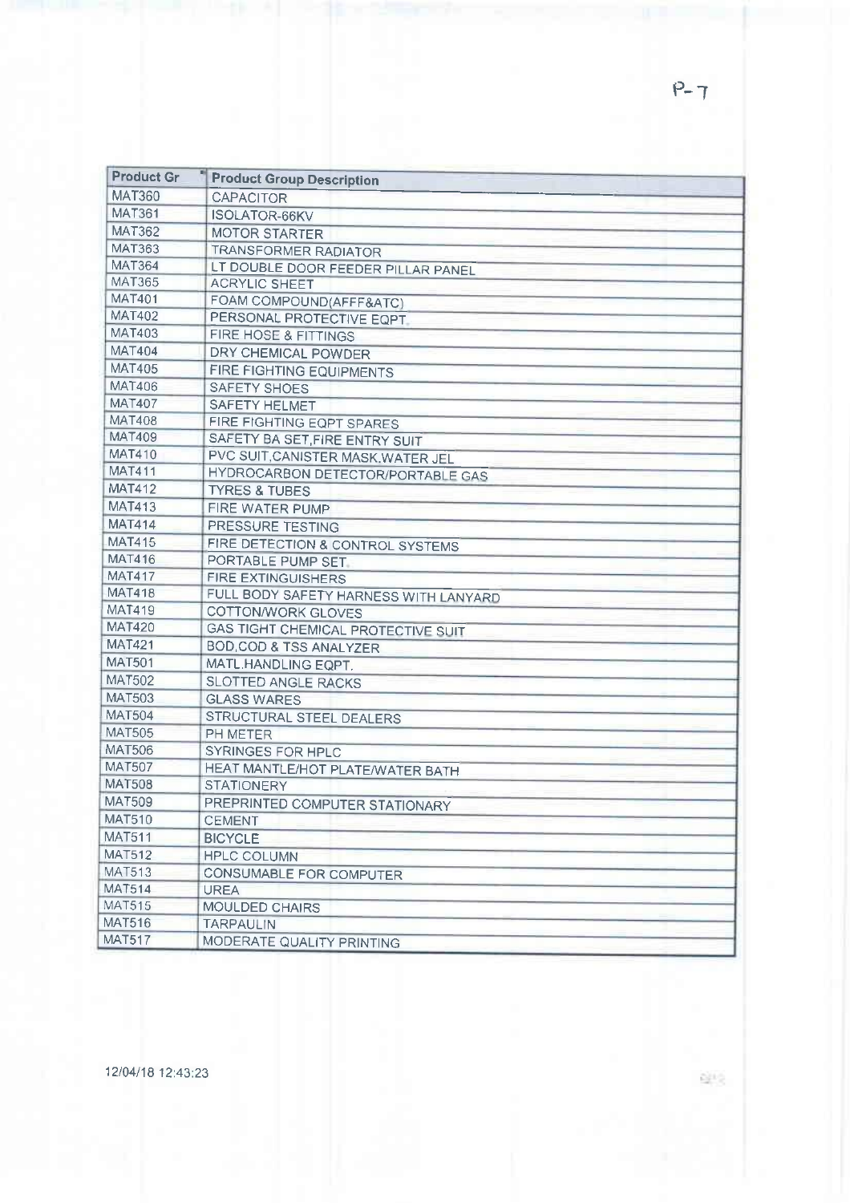P-7

| Product Gr | Product Group Description |
|---|---|
| MAT360 | CAPACITOR |
| MAT361 | ISOLATOR-66KV |
| MAT362 | MOTOR STARTER |
| MAT363 | TRANSFORMER RADIATOR |
| MAT364 | LT DOUBLE DOOR FEEDER PILLAR PANEL |
| MAT365 | ACRYLIC SHEET |
| MAT401 | FOAM COMPOUND(AFFF&ATC) |
| MAT402 | PERSONAL PROTECTIVE EQPT. |
| MAT403 | FIRE HOSE & FITTINGS |
| MAT404 | DRY CHEMICAL POWDER |
| MAT405 | FIRE FIGHTING EQUIPMENTS |
| MAT406 | SAFETY SHOES |
| MAT407 | SAFETY HELMET |
| MAT408 | FIRE FIGHTING EQPT SPARES |
| MAT409 | SAFETY BA SET,FIRE ENTRY SUIT |
| MAT410 | PVC SUIT,CANISTER MASK,WATER JEL |
| MAT411 | HYDROCARBON DETECTOR/PORTABLE GAS |
| MAT412 | TYRES & TUBES |
| MAT413 | FIRE WATER PUMP |
| MAT414 | PRESSURE TESTING |
| MAT415 | FIRE DETECTION & CONTROL SYSTEMS |
| MAT416 | PORTABLE PUMP SET. |
| MAT417 | FIRE EXTINGUISHERS |
| MAT418 | FULL BODY SAFETY HARNESS WITH LANYARD |
| MAT419 | COTTON/WORK GLOVES |
| MAT420 | GAS TIGHT CHEMICAL PROTECTIVE SUIT |
| MAT421 | BOD,COD & TSS ANALYZER |
| MAT501 | MATL.HANDLING EQPT. |
| MAT502 | SLOTTED ANGLE RACKS |
| MAT503 | GLASS WARES |
| MAT504 | STRUCTURAL STEEL DEALERS |
| MAT505 | PH METER |
| MAT506 | SYRINGES FOR HPLC |
| MAT507 | HEAT MANTLE/HOT PLATE/WATER BATH |
| MAT508 | STATIONERY |
| MAT509 | PREPRINTED COMPUTER STATIONARY |
| MAT510 | CEMENT |
| MAT511 | BICYCLE |
| MAT512 | HPLC COLUMN |
| MAT513 | CONSUMABLE FOR COMPUTER |
| MAT514 | UREA |
| MAT515 | MOULDED CHAIRS |
| MAT516 | TARPAULIN |
| MAT517 | MODERATE QUALITY PRINTING |

12/04/18 12:43:23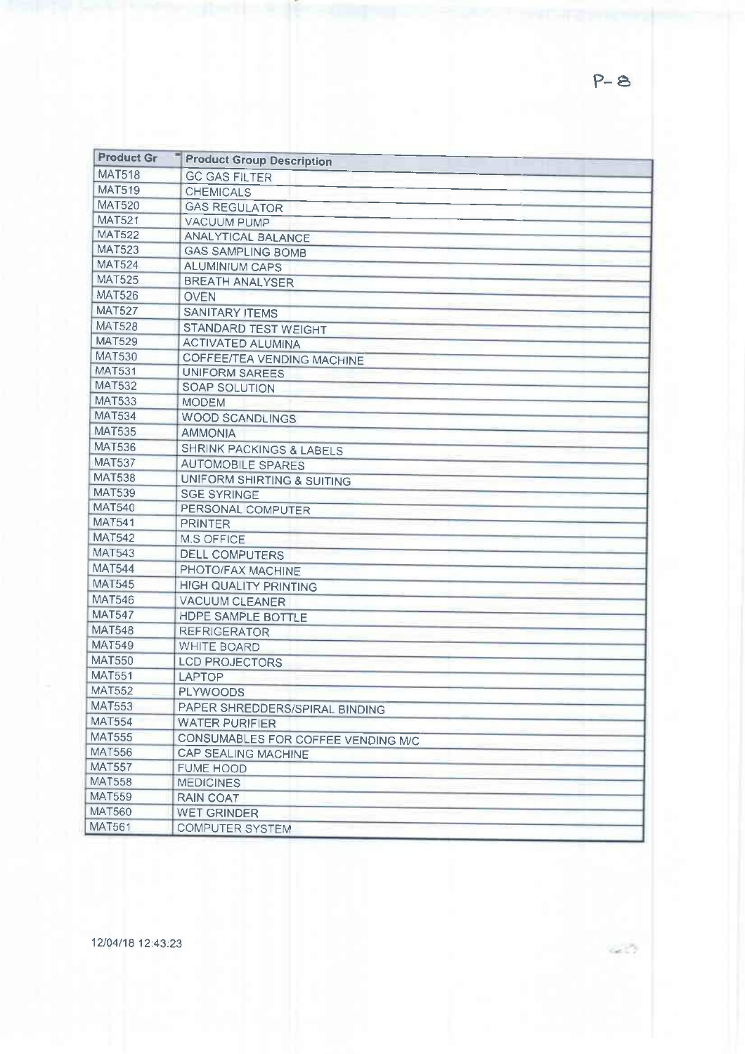| Product Gr | Product Group Description |
|---|---|
| MAT518 | GC GAS FILTER |
| MAT519 | CHEMICALS |
| MAT520 | GAS REGULATOR |
| MAT521 | VACUUM PUMP |
| MAT522 | ANALYTICAL BALANCE |
| MAT523 | GAS SAMPLING BOMB |
| MAT524 | ALUMINIUM CAPS |
| MAT525 | BREATH ANALYSER |
| MAT526 | OVEN |
| MAT527 | SANITARY ITEMS |
| MAT528 | STANDARD TEST WEIGHT |
| MAT529 | ACTIVATED ALUMINA |
| MAT530 | COFFEE/TEA VENDING MACHINE |
| MAT531 | UNIFORM SAREES |
| MAT532 | SOAP SOLUTION |
| MAT533 | MODEM |
| MAT534 | WOOD SCANDLINGS |
| MAT535 | AMMONIA |
| MAT536 | SHRINK PACKINGS & LABELS |
| MAT537 | AUTOMOBILE SPARES |
| MAT538 | UNIFORM SHIRTING & SUITING |
| MAT539 | SGE SYRINGE |
| MAT540 | PERSONAL COMPUTER |
| MAT541 | PRINTER |
| MAT542 | M.S OFFICE |
| MAT543 | DELL COMPUTERS |
| MAT544 | PHOTO/FAX MACHINE |
| MAT545 | HIGH QUALITY PRINTING |
| MAT546 | VACUUM CLEANER |
| MAT547 | HDPE SAMPLE BOTTLE |
| MAT548 | REFRIGERATOR |
| MAT549 | WHITE BOARD |
| MAT550 | LCD PROJECTORS |
| MAT551 | LAPTOP |
| MAT552 | PLYWOODS |
| MAT553 | PAPER SHREDDERS/SPIRAL BINDING |
| MAT554 | WATER PURIFIER |
| MAT555 | CONSUMABLES FOR COFFEE VENDING M/C |
| MAT556 | CAP SEALING MACHINE |
| MAT557 | FUME HOOD |
| MAT558 | MEDICINES |
| MAT559 | RAIN COAT |
| MAT560 | WET GRINDER |
| MAT561 | COMPUTER SYSTEM |

12/04/18 12:43:23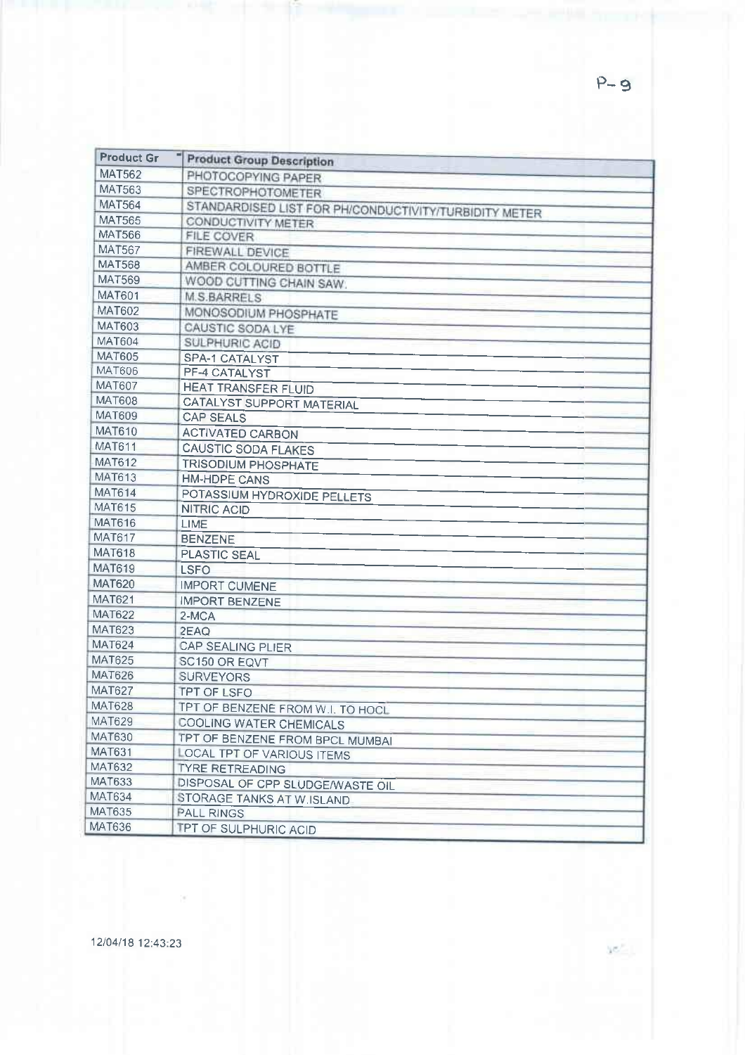| Product Gr | Product Group Description |
|---|---|
| MAT562 | PHOTOCOPYING PAPER |
| MAT563 | SPECTROPHOTOMETER |
| MAT564 | STANDARDISED LIST FOR PH/CONDUCTIVITY/TURBIDITY METER |
| MAT565 | CONDUCTIVITY METER |
| MAT566 | FILE COVER |
| MAT567 | FIREWALL DEVICE |
| MAT568 | AMBER COLOURED BOTTLE |
| MAT569 | WOOD CUTTING CHAIN SAW. |
| MAT601 | M.S.BARRELS |
| MAT602 | MONOSODIUM PHOSPHATE |
| MAT603 | CAUSTIC SODA LYE |
| MAT604 | SULPHURIC ACID |
| MAT605 | SPA-1 CATALYST |
| MAT606 | PF-4 CATALYST |
| MAT607 | HEAT TRANSFER FLUID |
| MAT608 | CATALYST SUPPORT MATERIAL |
| MAT609 | CAP SEALS |
| MAT610 | ACTIVATED CARBON |
| MAT611 | CAUSTIC SODA FLAKES |
| MAT612 | TRISODIUM PHOSPHATE |
| MAT613 | HM-HDPE CANS |
| MAT614 | POTASSIUM HYDROXIDE PELLETS |
| MAT615 | NITRIC ACID |
| MAT616 | LIME |
| MAT617 | BENZENE |
| MAT618 | PLASTIC SEAL |
| MAT619 | LSFO |
| MAT620 | IMPORT CUMENE |
| MAT621 | IMPORT BENZENE |
| MAT622 | 2-MCA |
| MAT623 | 2EAQ |
| MAT624 | CAP SEALING PLIER |
| MAT625 | SC150 OR EQVT |
| MAT626 | SURVEYORS |
| MAT627 | TPT OF LSFO |
| MAT628 | TPT OF BENZENE FROM W.I. TO HOCL |
| MAT629 | COOLING WATER CHEMICALS |
| MAT630 | TPT OF BENZENE FROM BPCL MUMBAI |
| MAT631 | LOCAL TPT OF VARIOUS ITEMS |
| MAT632 | TYRE RETREADING |
| MAT633 | DISPOSAL OF CPP SLUDGE/WASTE OIL |
| MAT634 | STORAGE TANKS AT W.ISLAND |
| MAT635 | PALL RINGS |
| MAT636 | TPT OF SULPHURIC ACID |

12/04/18 12:43:23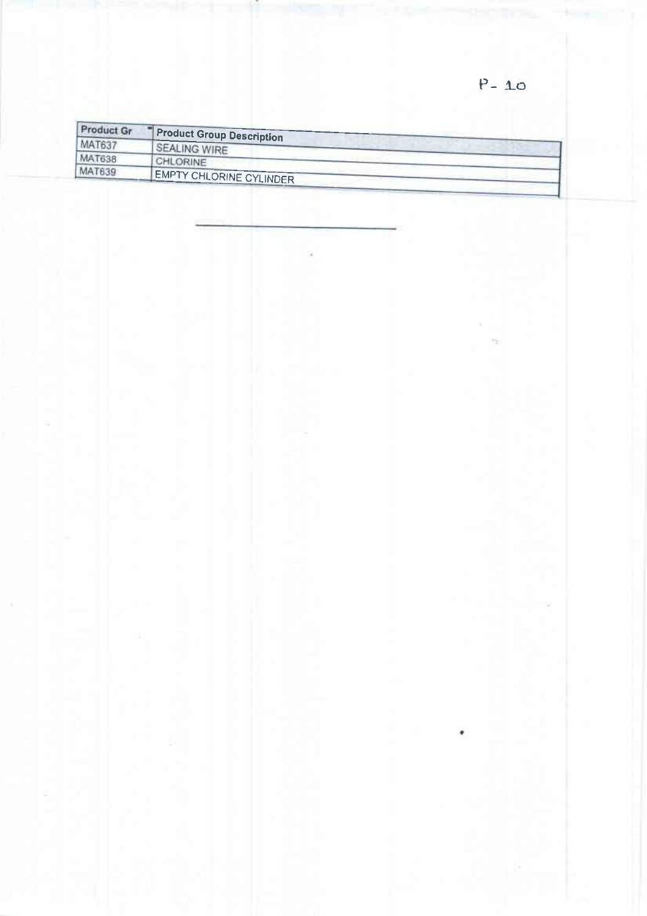P- 10

| Product Gr | Product Group Description |
|---|---|
| MAT637 | SEALING WIRE |
| MAT638 | CHLORINE |
| MAT639 | EMPTY CHLORINE CYLINDER |